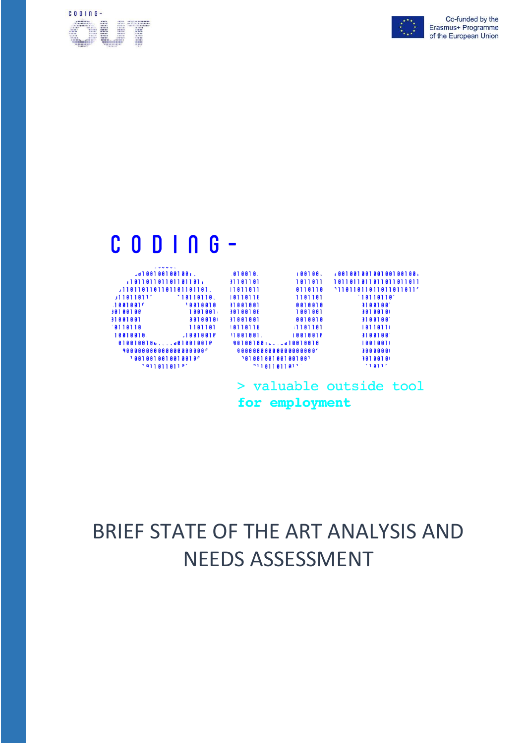Co-funded by the Erasmus+ Programme of the European Union

CODING-

> valuable outside tool
**for employment**

# BRIEF STATE OF THE ART ANALYSIS AND NEEDS ASSESSMENT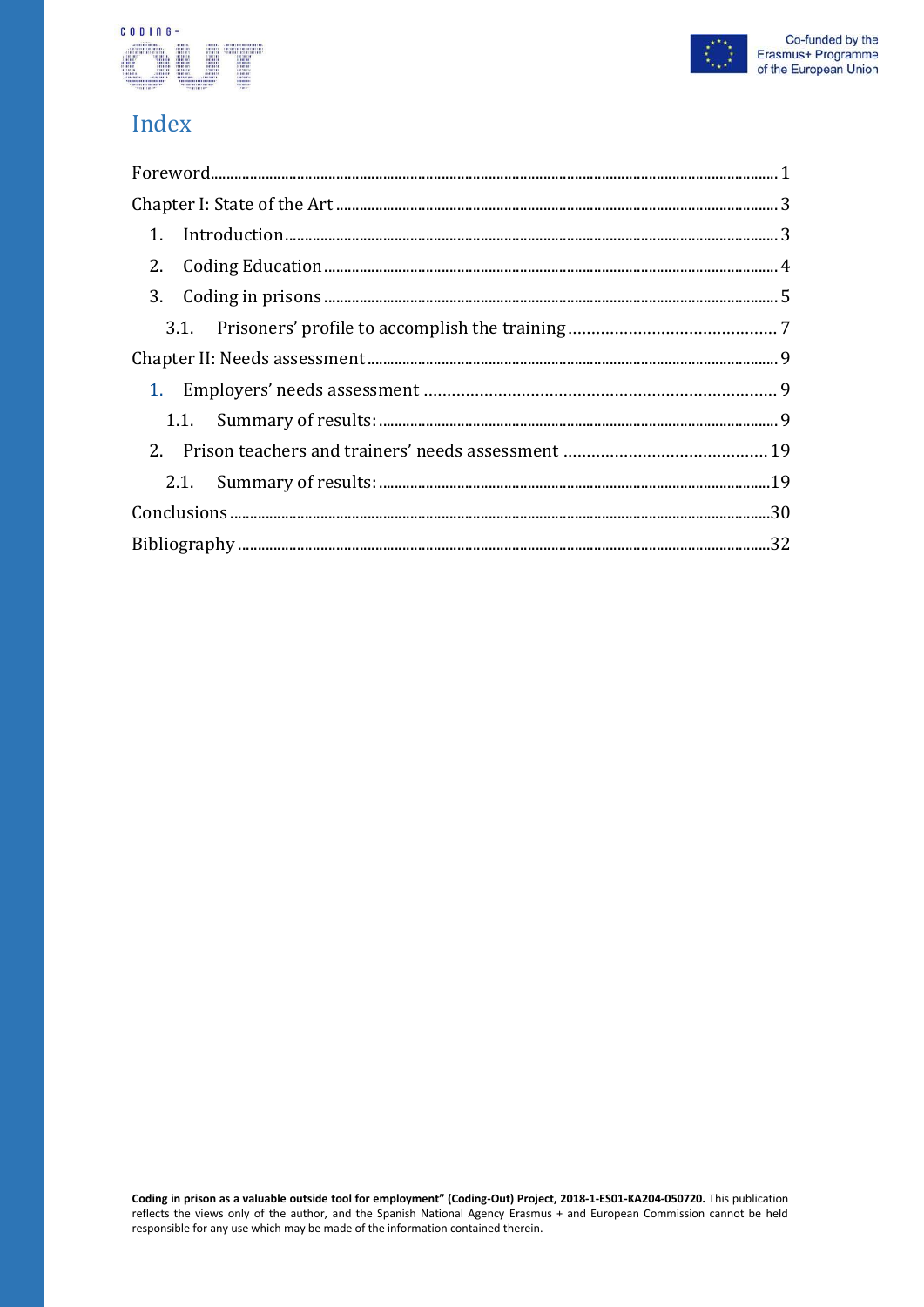# Index

Foreword ............ 1

Chapter I: State of the Art ............ 3

1. Introduction ............ 3
2. Coding Education ............ 4
3. Coding in prisons ............ 5
   - 3.1. Prisoners' profile to accomplish the training ............ 7

Chapter II: Needs assessment ............ 9

1. Employers' needs assessment ............ 9
   - 1.1. Summary of results: ............ 9
2. Prison teachers and trainers' needs assessment ............ 19
   - 2.1. Summary of results: ............ 19

Conclusions ............ 30

Bibliography ............ 32

**Coding in prison as a valuable outside tool for employment" (Coding-Out) Project, 2018-1-ES01-KA204-050720.** This publication reflects the views only of the author, and the Spanish National Agency Erasmus + and European Commission cannot be held responsible for any use which may be made of the information contained therein.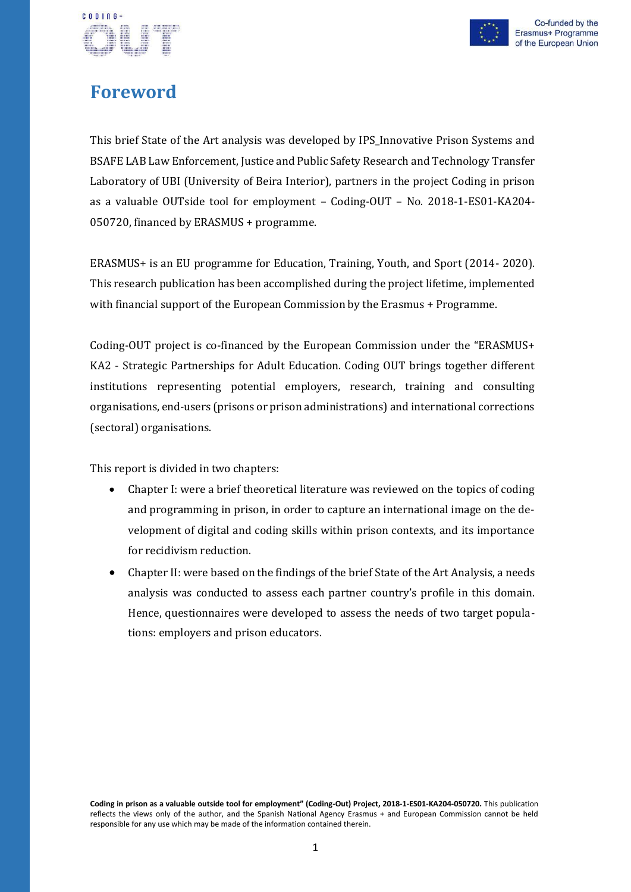# Foreword

This brief State of the Art analysis was developed by IPS_Innovative Prison Systems and BSAFE LAB Law Enforcement, Justice and Public Safety Research and Technology Transfer Laboratory of UBI (University of Beira Interior), partners in the project Coding in prison as a valuable OUTside tool for employment – Coding-OUT – No. 2018-1-ES01-KA204-050720, financed by ERASMUS + programme.

ERASMUS+ is an EU programme for Education, Training, Youth, and Sport (2014- 2020). This research publication has been accomplished during the project lifetime, implemented with financial support of the European Commission by the Erasmus + Programme.

Coding-OUT project is co-financed by the European Commission under the "ERASMUS+ KA2 - Strategic Partnerships for Adult Education. Coding OUT brings together different institutions representing potential employers, research, training and consulting organisations, end-users (prisons or prison administrations) and international corrections (sectoral) organisations.

This report is divided in two chapters:

- Chapter I: were a brief theoretical literature was reviewed on the topics of coding and programming in prison, in order to capture an international image on the development of digital and coding skills within prison contexts, and its importance for recidivism reduction.
- Chapter II: were based on the findings of the brief State of the Art Analysis, a needs analysis was conducted to assess each partner country's profile in this domain. Hence, questionnaires were developed to assess the needs of two target populations: employers and prison educators.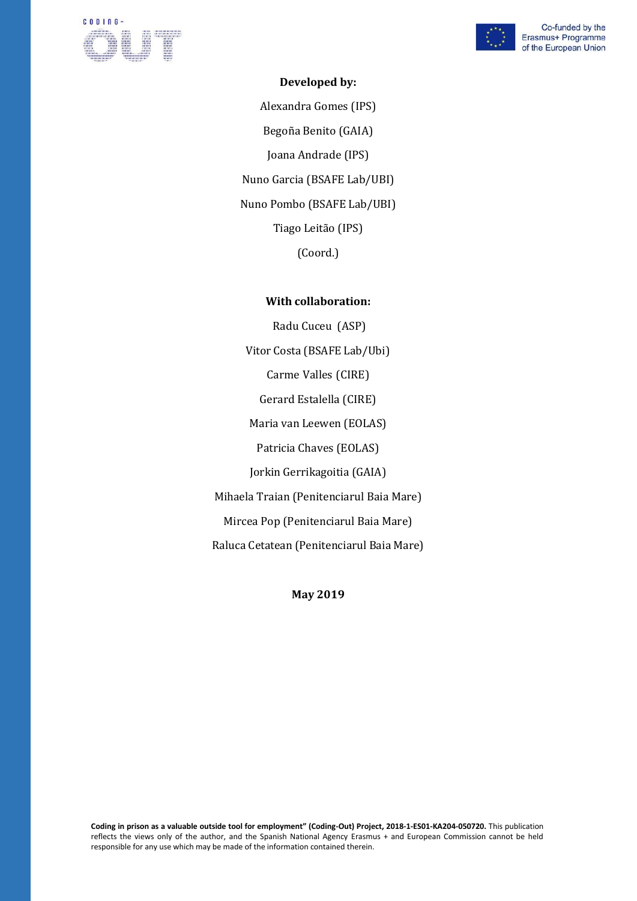**Developed by:**

Alexandra Gomes (IPS)

Begoña Benito (GAIA)

Joana Andrade (IPS)

Nuno Garcia (BSAFE Lab/UBI)

Nuno Pombo (BSAFE Lab/UBI)

Tiago Leitão (IPS)

(Coord.)

**With collaboration:**

Radu Cuceu (ASP)

Vitor Costa (BSAFE Lab/Ubi)

Carme Valles (CIRE)

Gerard Estalella (CIRE)

Maria van Leewen (EOLAS)

Patricia Chaves (EOLAS)

Jorkin Gerrikagoitia (GAIA)

Mihaela Traian (Penitenciarul Baia Mare)

Mircea Pop (Penitenciarul Baia Mare)

Raluca Cetatean (Penitenciarul Baia Mare)

**May 2019**

**Coding in prison as a valuable outside tool for employment" (Coding-Out) Project, 2018-1-ES01-KA204-050720.** This publication reflects the views only of the author, and the Spanish National Agency Erasmus + and European Commission cannot be held responsible for any use which may be made of the information contained therein.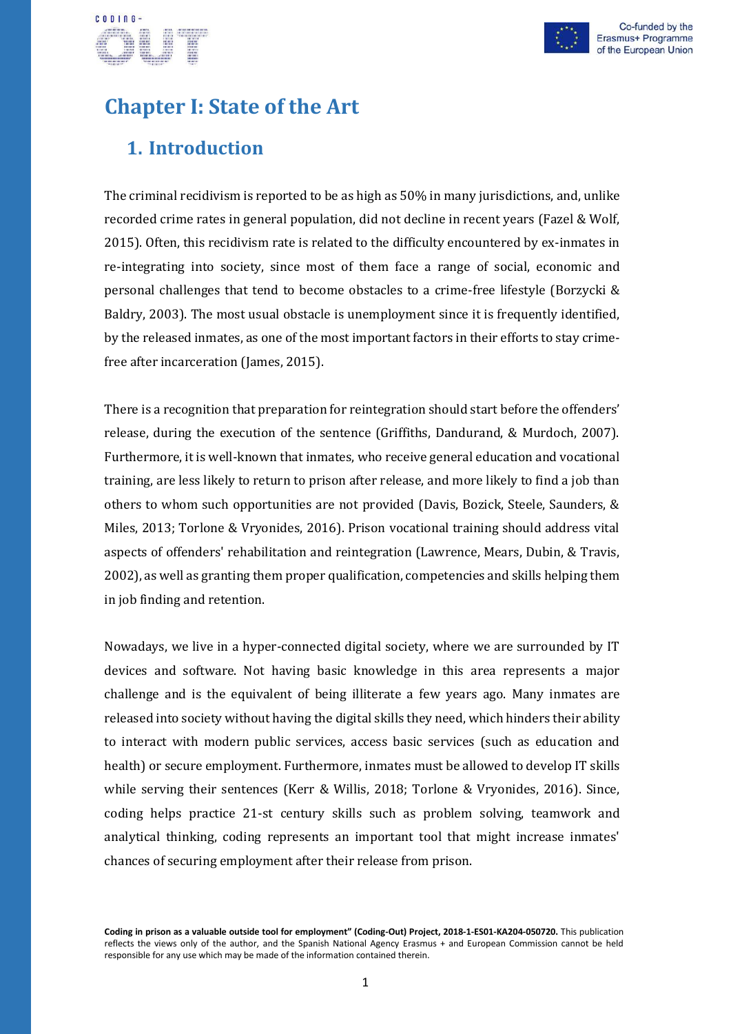# Chapter I: State of the Art

## 1. Introduction

The criminal recidivism is reported to be as high as 50% in many jurisdictions, and, unlike recorded crime rates in general population, did not decline in recent years (Fazel & Wolf, 2015). Often, this recidivism rate is related to the difficulty encountered by ex-inmates in re-integrating into society, since most of them face a range of social, economic and personal challenges that tend to become obstacles to a crime-free lifestyle (Borzycki & Baldry, 2003). The most usual obstacle is unemployment since it is frequently identified, by the released inmates, as one of the most important factors in their efforts to stay crime-free after incarceration (James, 2015).

There is a recognition that preparation for reintegration should start before the offenders' release, during the execution of the sentence (Griffiths, Dandurand, & Murdoch, 2007). Furthermore, it is well-known that inmates, who receive general education and vocational training, are less likely to return to prison after release, and more likely to find a job than others to whom such opportunities are not provided (Davis, Bozick, Steele, Saunders, & Miles, 2013; Torlone & Vryonides, 2016). Prison vocational training should address vital aspects of offenders' rehabilitation and reintegration (Lawrence, Mears, Dubin, & Travis, 2002), as well as granting them proper qualification, competencies and skills helping them in job finding and retention.

Nowadays, we live in a hyper-connected digital society, where we are surrounded by IT devices and software. Not having basic knowledge in this area represents a major challenge and is the equivalent of being illiterate a few years ago. Many inmates are released into society without having the digital skills they need, which hinders their ability to interact with modern public services, access basic services (such as education and health) or secure employment. Furthermore, inmates must be allowed to develop IT skills while serving their sentences (Kerr & Willis, 2018; Torlone & Vryonides, 2016). Since, coding helps practice 21-st century skills such as problem solving, teamwork and analytical thinking, coding represents an important tool that might increase inmates' chances of securing employment after their release from prison.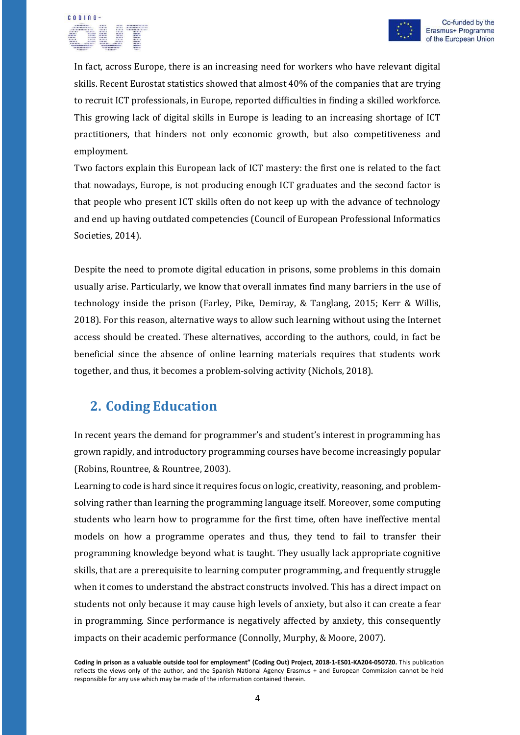In fact, across Europe, there is an increasing need for workers who have relevant digital skills. Recent Eurostat statistics showed that almost 40% of the companies that are trying to recruit ICT professionals, in Europe, reported difficulties in finding a skilled workforce. This growing lack of digital skills in Europe is leading to an increasing shortage of ICT practitioners, that hinders not only economic growth, but also competitiveness and employment.

Two factors explain this European lack of ICT mastery: the first one is related to the fact that nowadays, Europe, is not producing enough ICT graduates and the second factor is that people who present ICT skills often do not keep up with the advance of technology and end up having outdated competencies (Council of European Professional Informatics Societies, 2014).

Despite the need to promote digital education in prisons, some problems in this domain usually arise. Particularly, we know that overall inmates find many barriers in the use of technology inside the prison (Farley, Pike, Demiray, & Tanglang, 2015; Kerr & Willis, 2018). For this reason, alternative ways to allow such learning without using the Internet access should be created. These alternatives, according to the authors, could, in fact be beneficial since the absence of online learning materials requires that students work together, and thus, it becomes a problem-solving activity (Nichols, 2018).

## 2. Coding Education

In recent years the demand for programmer's and student's interest in programming has grown rapidly, and introductory programming courses have become increasingly popular (Robins, Rountree, & Rountree, 2003).

Learning to code is hard since it requires focus on logic, creativity, reasoning, and problem-solving rather than learning the programming language itself. Moreover, some computing students who learn how to programme for the first time, often have ineffective mental models on how a programme operates and thus, they tend to fail to transfer their programming knowledge beyond what is taught. They usually lack appropriate cognitive skills, that are a prerequisite to learning computer programming, and frequently struggle when it comes to understand the abstract constructs involved. This has a direct impact on students not only because it may cause high levels of anxiety, but also it can create a fear in programming. Since performance is negatively affected by anxiety, this consequently impacts on their academic performance (Connolly, Murphy, & Moore, 2007).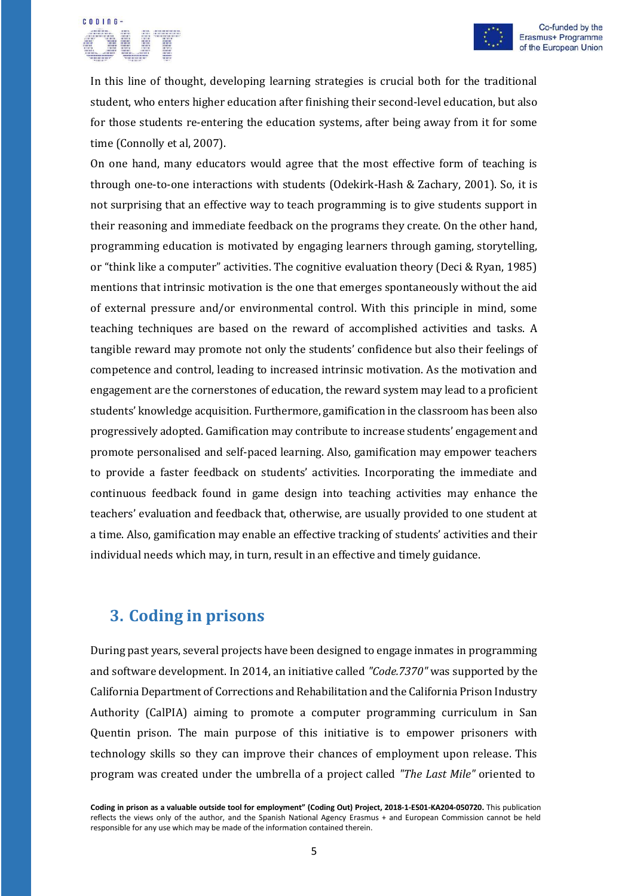In this line of thought, developing learning strategies is crucial both for the traditional student, who enters higher education after finishing their second-level education, but also for those students re-entering the education systems, after being away from it for some time (Connolly et al, 2007).

On one hand, many educators would agree that the most effective form of teaching is through one-to-one interactions with students (Odekirk-Hash & Zachary, 2001). So, it is not surprising that an effective way to teach programming is to give students support in their reasoning and immediate feedback on the programs they create. On the other hand, programming education is motivated by engaging learners through gaming, storytelling, or "think like a computer" activities. The cognitive evaluation theory (Deci & Ryan, 1985) mentions that intrinsic motivation is the one that emerges spontaneously without the aid of external pressure and/or environmental control. With this principle in mind, some teaching techniques are based on the reward of accomplished activities and tasks. A tangible reward may promote not only the students' confidence but also their feelings of competence and control, leading to increased intrinsic motivation. As the motivation and engagement are the cornerstones of education, the reward system may lead to a proficient students' knowledge acquisition. Furthermore, gamification in the classroom has been also progressively adopted. Gamification may contribute to increase students' engagement and promote personalised and self-paced learning. Also, gamification may empower teachers to provide a faster feedback on students' activities. Incorporating the immediate and continuous feedback found in game design into teaching activities may enhance the teachers' evaluation and feedback that, otherwise, are usually provided to one student at a time. Also, gamification may enable an effective tracking of students' activities and their individual needs which may, in turn, result in an effective and timely guidance.

## 3. Coding in prisons

During past years, several projects have been designed to engage inmates in programming and software development. In 2014, an initiative called *"Code.7370"* was supported by the California Department of Corrections and Rehabilitation and the California Prison Industry Authority (CalPIA) aiming to promote a computer programming curriculum in San Quentin prison. The main purpose of this initiative is to empower prisoners with technology skills so they can improve their chances of employment upon release. This program was created under the umbrella of a project called *"The Last Mile"* oriented to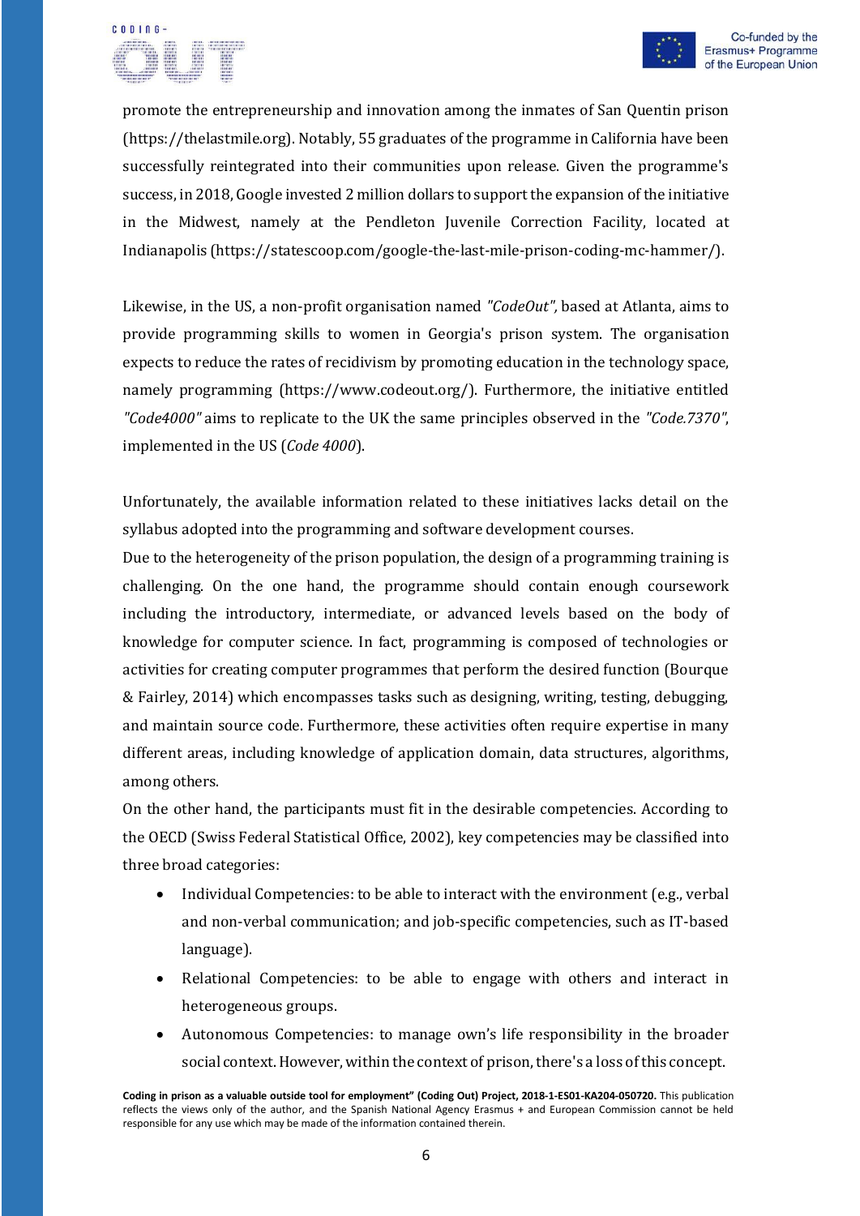promote the entrepreneurship and innovation among the inmates of San Quentin prison (https://thelastmile.org). Notably, 55 graduates of the programme in California have been successfully reintegrated into their communities upon release. Given the programme's success, in 2018, Google invested 2 million dollars to support the expansion of the initiative in the Midwest, namely at the Pendleton Juvenile Correction Facility, located at Indianapolis (https://statescoop.com/google-the-last-mile-prison-coding-mc-hammer/).

Likewise, in the US, a non-profit organisation named *"CodeOut"*, based at Atlanta, aims to provide programming skills to women in Georgia's prison system. The organisation expects to reduce the rates of recidivism by promoting education in the technology space, namely programming (https://www.codeout.org/). Furthermore, the initiative entitled *"Code4000"* aims to replicate to the UK the same principles observed in the *"Code.7370"*, implemented in the US (*Code 4000*).

Unfortunately, the available information related to these initiatives lacks detail on the syllabus adopted into the programming and software development courses.

Due to the heterogeneity of the prison population, the design of a programming training is challenging. On the one hand, the programme should contain enough coursework including the introductory, intermediate, or advanced levels based on the body of knowledge for computer science. In fact, programming is composed of technologies or activities for creating computer programmes that perform the desired function (Bourque & Fairley, 2014) which encompasses tasks such as designing, writing, testing, debugging, and maintain source code. Furthermore, these activities often require expertise in many different areas, including knowledge of application domain, data structures, algorithms, among others.

On the other hand, the participants must fit in the desirable competencies. According to the OECD (Swiss Federal Statistical Office, 2002), key competencies may be classified into three broad categories:

- Individual Competencies: to be able to interact with the environment (e.g., verbal and non-verbal communication; and job-specific competencies, such as IT-based language).
- Relational Competencies: to be able to engage with others and interact in heterogeneous groups.
- Autonomous Competencies: to manage own's life responsibility in the broader social context. However, within the context of prison, there's a loss of this concept.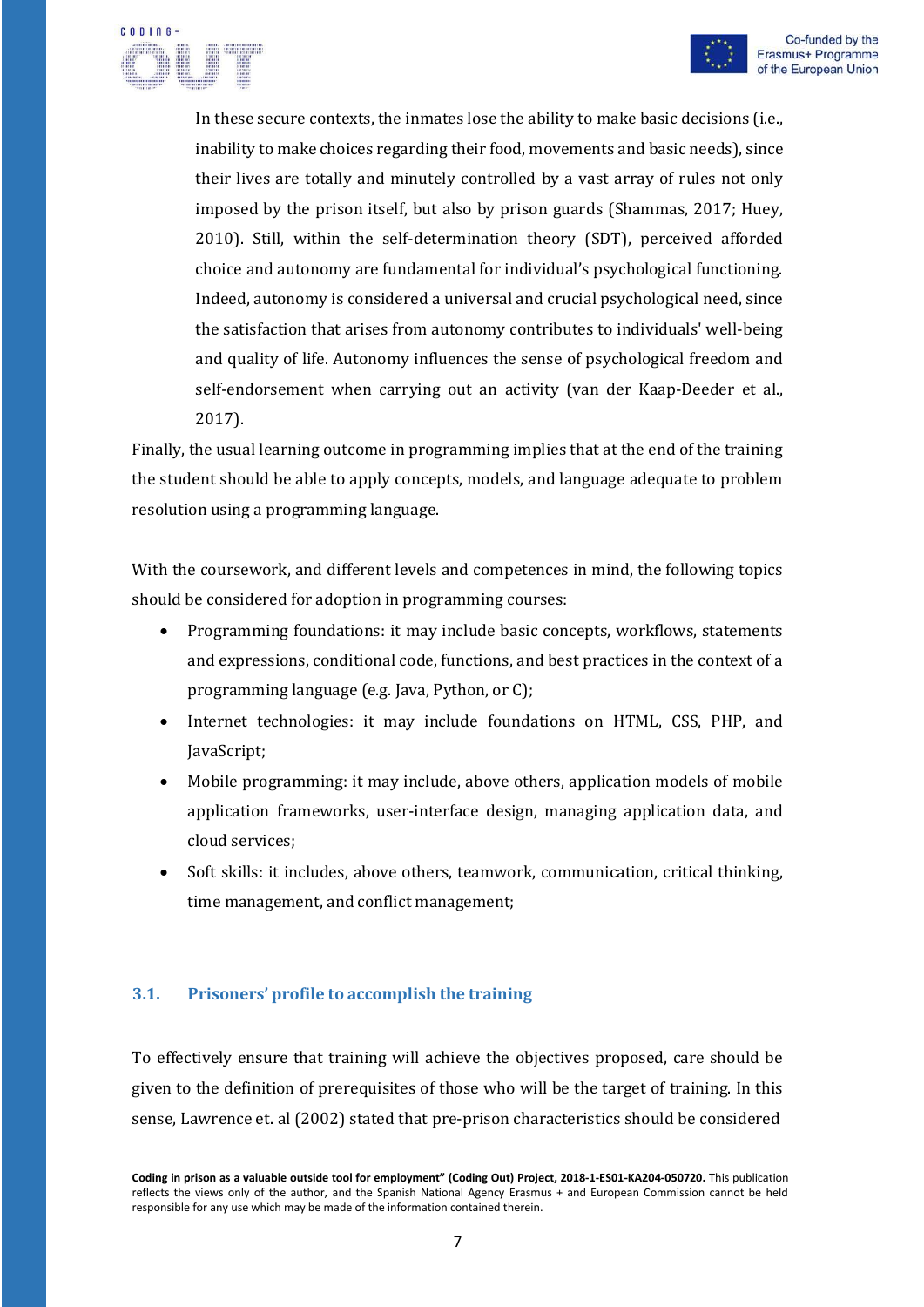In these secure contexts, the inmates lose the ability to make basic decisions (i.e., inability to make choices regarding their food, movements and basic needs), since their lives are totally and minutely controlled by a vast array of rules not only imposed by the prison itself, but also by prison guards (Shammas, 2017; Huey, 2010). Still, within the self-determination theory (SDT), perceived afforded choice and autonomy are fundamental for individual's psychological functioning. Indeed, autonomy is considered a universal and crucial psychological need, since the satisfaction that arises from autonomy contributes to individuals' well-being and quality of life. Autonomy influences the sense of psychological freedom and self-endorsement when carrying out an activity (van der Kaap-Deeder et al., 2017).

Finally, the usual learning outcome in programming implies that at the end of the training the student should be able to apply concepts, models, and language adequate to problem resolution using a programming language.

With the coursework, and different levels and competences in mind, the following topics should be considered for adoption in programming courses:

- Programming foundations: it may include basic concepts, workflows, statements and expressions, conditional code, functions, and best practices in the context of a programming language (e.g. Java, Python, or C);
- Internet technologies: it may include foundations on HTML, CSS, PHP, and JavaScript;
- Mobile programming: it may include, above others, application models of mobile application frameworks, user-interface design, managing application data, and cloud services;
- Soft skills: it includes, above others, teamwork, communication, critical thinking, time management, and conflict management;

### 3.1. Prisoners' profile to accomplish the training

To effectively ensure that training will achieve the objectives proposed, care should be given to the definition of prerequisites of those who will be the target of training. In this sense, Lawrence et. al (2002) stated that pre-prison characteristics should be considered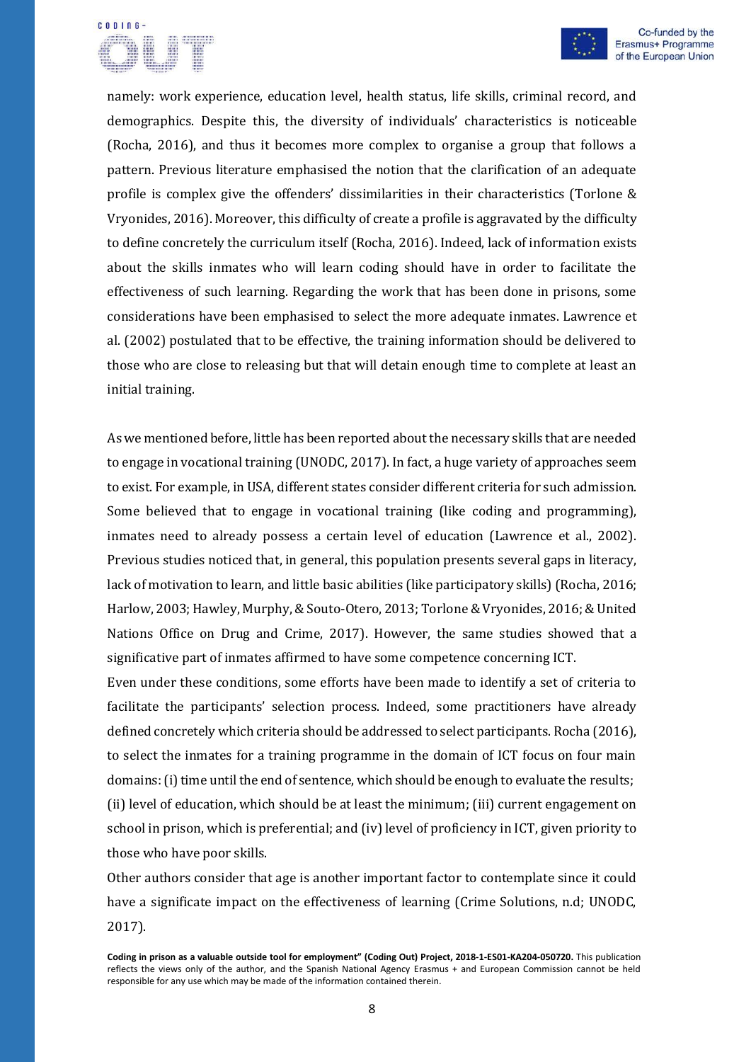namely: work experience, education level, health status, life skills, criminal record, and demographics. Despite this, the diversity of individuals' characteristics is noticeable (Rocha, 2016), and thus it becomes more complex to organise a group that follows a pattern. Previous literature emphasised the notion that the clarification of an adequate profile is complex give the offenders' dissimilarities in their characteristics (Torlone & Vryonides, 2016). Moreover, this difficulty of create a profile is aggravated by the difficulty to define concretely the curriculum itself (Rocha, 2016). Indeed, lack of information exists about the skills inmates who will learn coding should have in order to facilitate the effectiveness of such learning. Regarding the work that has been done in prisons, some considerations have been emphasised to select the more adequate inmates. Lawrence et al. (2002) postulated that to be effective, the training information should be delivered to those who are close to releasing but that will detain enough time to complete at least an initial training.

As we mentioned before, little has been reported about the necessary skills that are needed to engage in vocational training (UNODC, 2017). In fact, a huge variety of approaches seem to exist. For example, in USA, different states consider different criteria for such admission. Some believed that to engage in vocational training (like coding and programming), inmates need to already possess a certain level of education (Lawrence et al., 2002). Previous studies noticed that, in general, this population presents several gaps in literacy, lack of motivation to learn, and little basic abilities (like participatory skills) (Rocha, 2016; Harlow, 2003; Hawley, Murphy, & Souto-Otero, 2013; Torlone & Vryonides, 2016; & United Nations Office on Drug and Crime, 2017). However, the same studies showed that a significative part of inmates affirmed to have some competence concerning ICT.

Even under these conditions, some efforts have been made to identify a set of criteria to facilitate the participants' selection process. Indeed, some practitioners have already defined concretely which criteria should be addressed to select participants. Rocha (2016), to select the inmates for a training programme in the domain of ICT focus on four main domains: (i) time until the end of sentence, which should be enough to evaluate the results; (ii) level of education, which should be at least the minimum; (iii) current engagement on school in prison, which is preferential; and (iv) level of proficiency in ICT, given priority to those who have poor skills.

Other authors consider that age is another important factor to contemplate since it could have a significate impact on the effectiveness of learning (Crime Solutions, n.d; UNODC, 2017).

**Coding in prison as a valuable outside tool for employment" (Coding Out) Project, 2018-1-ES01-KA204-050720.** This publication reflects the views only of the author, and the Spanish National Agency Erasmus + and European Commission cannot be held responsible for any use which may be made of the information contained therein.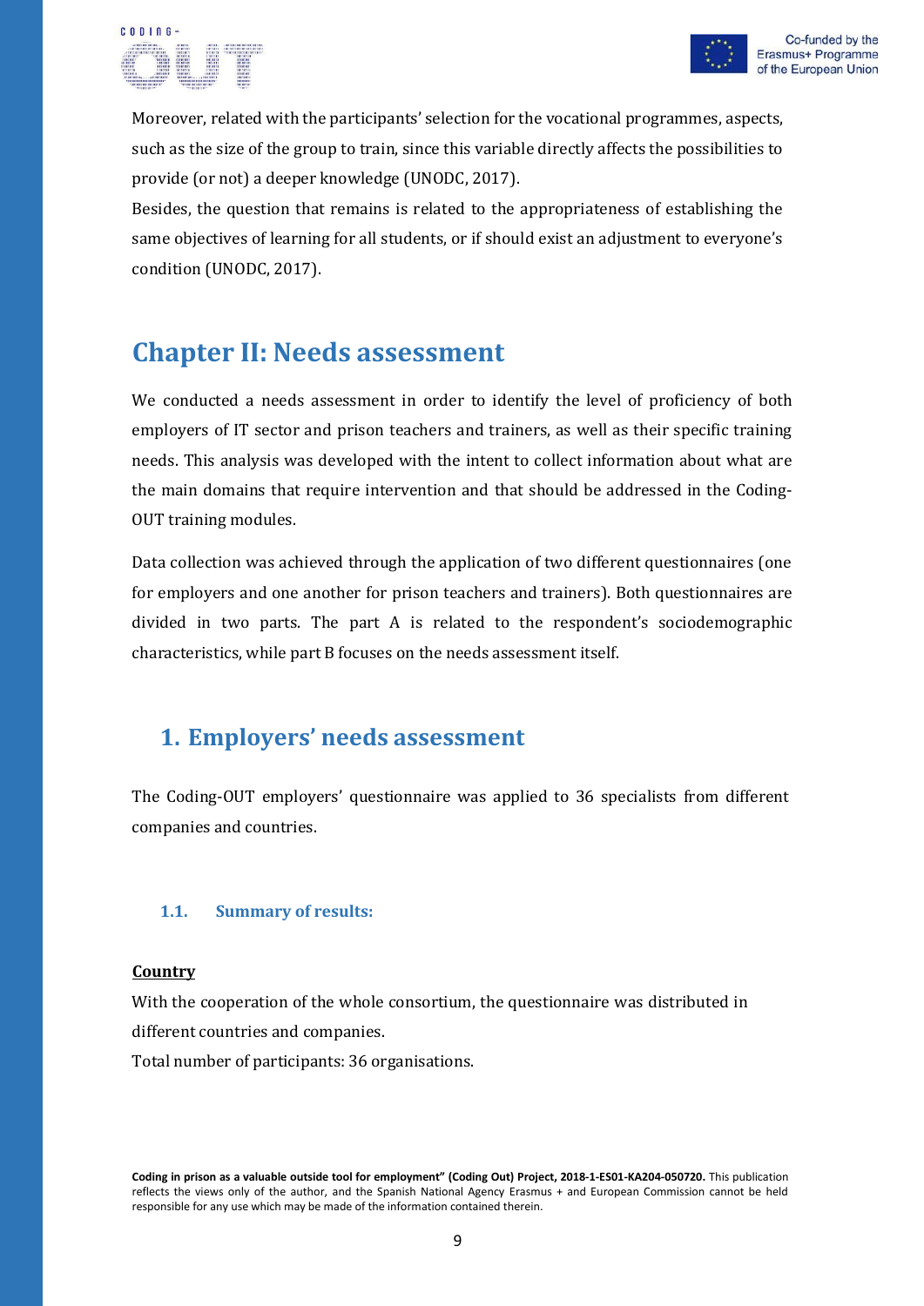Moreover, related with the participants' selection for the vocational programmes, aspects, such as the size of the group to train, since this variable directly affects the possibilities to provide (or not) a deeper knowledge (UNODC, 2017).

Besides, the question that remains is related to the appropriateness of establishing the same objectives of learning for all students, or if should exist an adjustment to everyone's condition (UNODC, 2017).

# Chapter II: Needs assessment

We conducted a needs assessment in order to identify the level of proficiency of both employers of IT sector and prison teachers and trainers, as well as their specific training needs. This analysis was developed with the intent to collect information about what are the main domains that require intervention and that should be addressed in the Coding-OUT training modules.

Data collection was achieved through the application of two different questionnaires (one for employers and one another for prison teachers and trainers). Both questionnaires are divided in two parts. The part A is related to the respondent's sociodemographic characteristics, while part B focuses on the needs assessment itself.

## 1. Employers' needs assessment

The Coding-OUT employers' questionnaire was applied to 36 specialists from different companies and countries.

### 1.1. Summary of results:

**Country**

With the cooperation of the whole consortium, the questionnaire was distributed in different countries and companies.

Total number of participants: 36 organisations.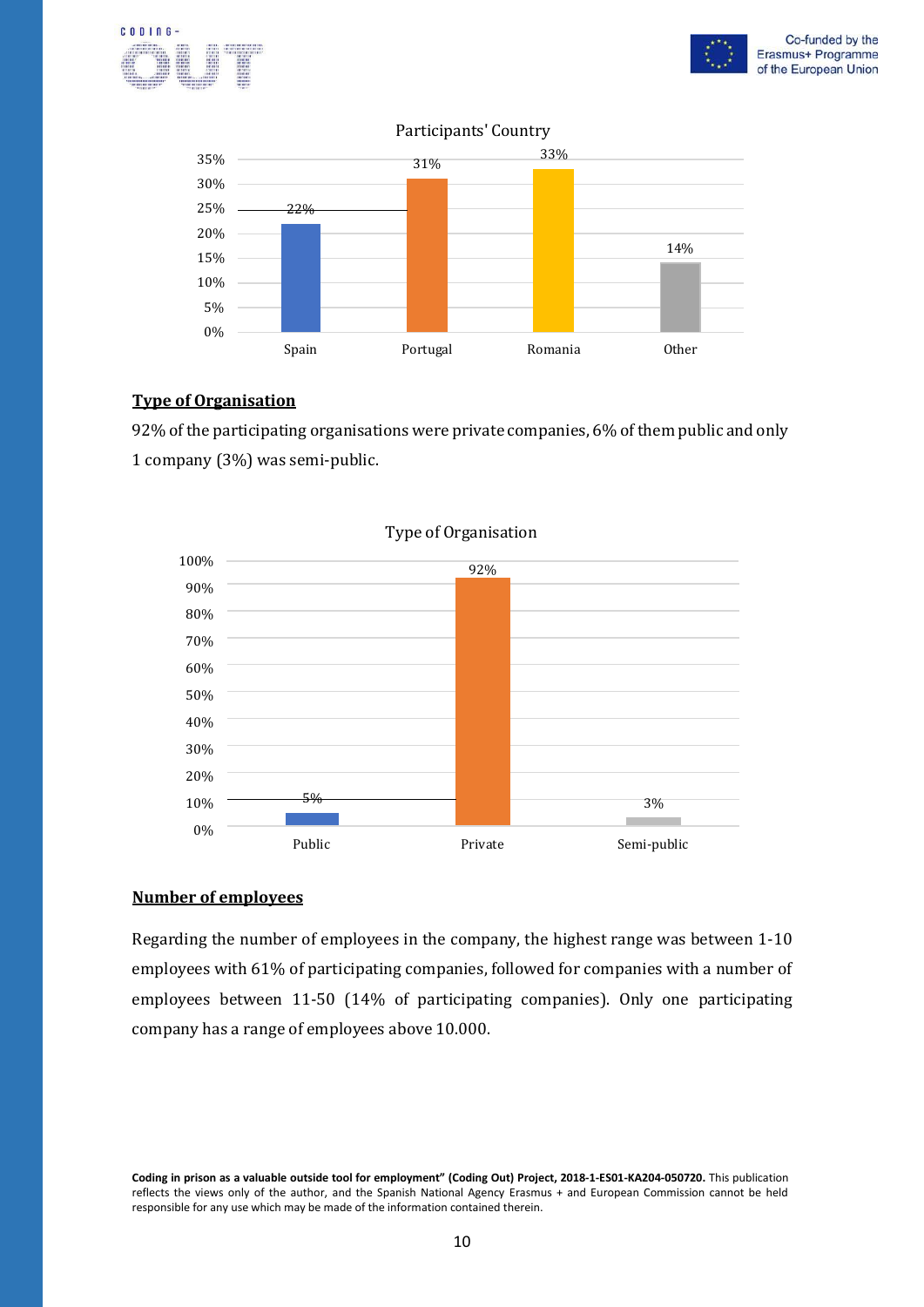Participants' Country

| Country | Percentage |
|---|---|
| Spain | 22% |
| Portugal | 31% |
| Romania | 33% |
| Other | 14% |

**<u>Type of Organisation</u>**

92% of the participating organisations were private companies, 6% of them public and only 1 company (3%) was semi-public.

Type of Organisation

| Type | Percentage |
|---|---|
| Public | 5% |
| Private | 92% |
| Semi-public | 3% |

**<u>Number of employees</u>**

Regarding the number of employees in the company, the highest range was between 1-10 employees with 61% of participating companies, followed for companies with a number of employees between 11-50 (14% of participating companies). Only one participating company has a range of employees above 10.000.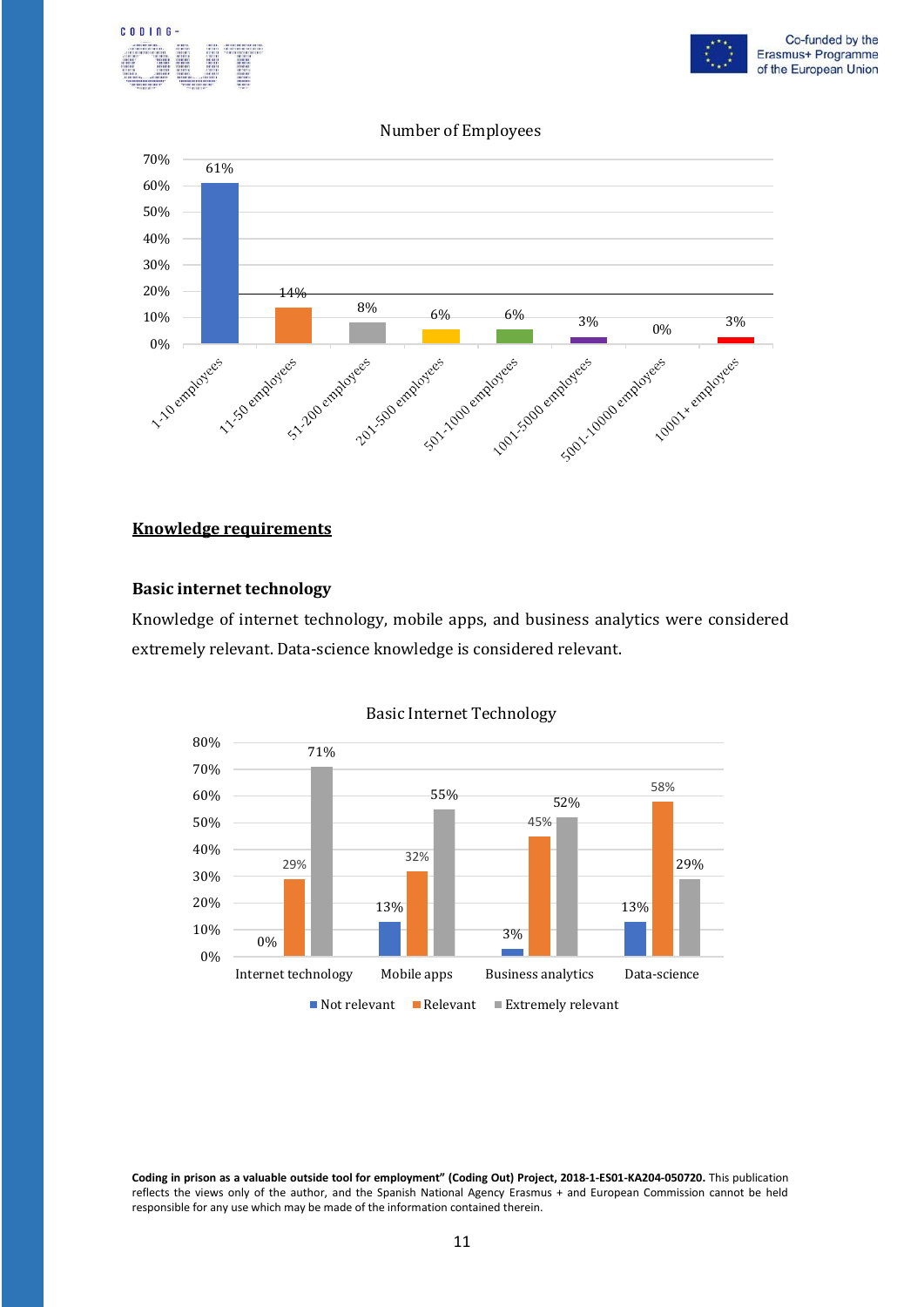Number of Employees

| Number of employees | Percentage |
|---|---|
| 1-10 employees | 61% |
| 11-50 employees | 14% |
| 51-200 employees | 8% |
| 201-500 employees | 6% |
| 501-1000 employees | 6% |
| 1001-5000 employees | 3% |
| 5001-10000 employees | 0% |
| 10001+ employees | 3% |

## Knowledge requirements

### Basic internet technology

Knowledge of internet technology, mobile apps, and business analytics were considered extremely relevant. Data-science knowledge is considered relevant.

Basic Internet Technology

| | Not relevant | Relevant | Extremely relevant |
|---|---|---|---|
| Internet technology | 0% | 29% | 71% |
| Mobile apps | 13% | 32% | 55% |
| Business analytics | 3% | 45% | 52% |
| Data-science | 13% | 58% | 29% |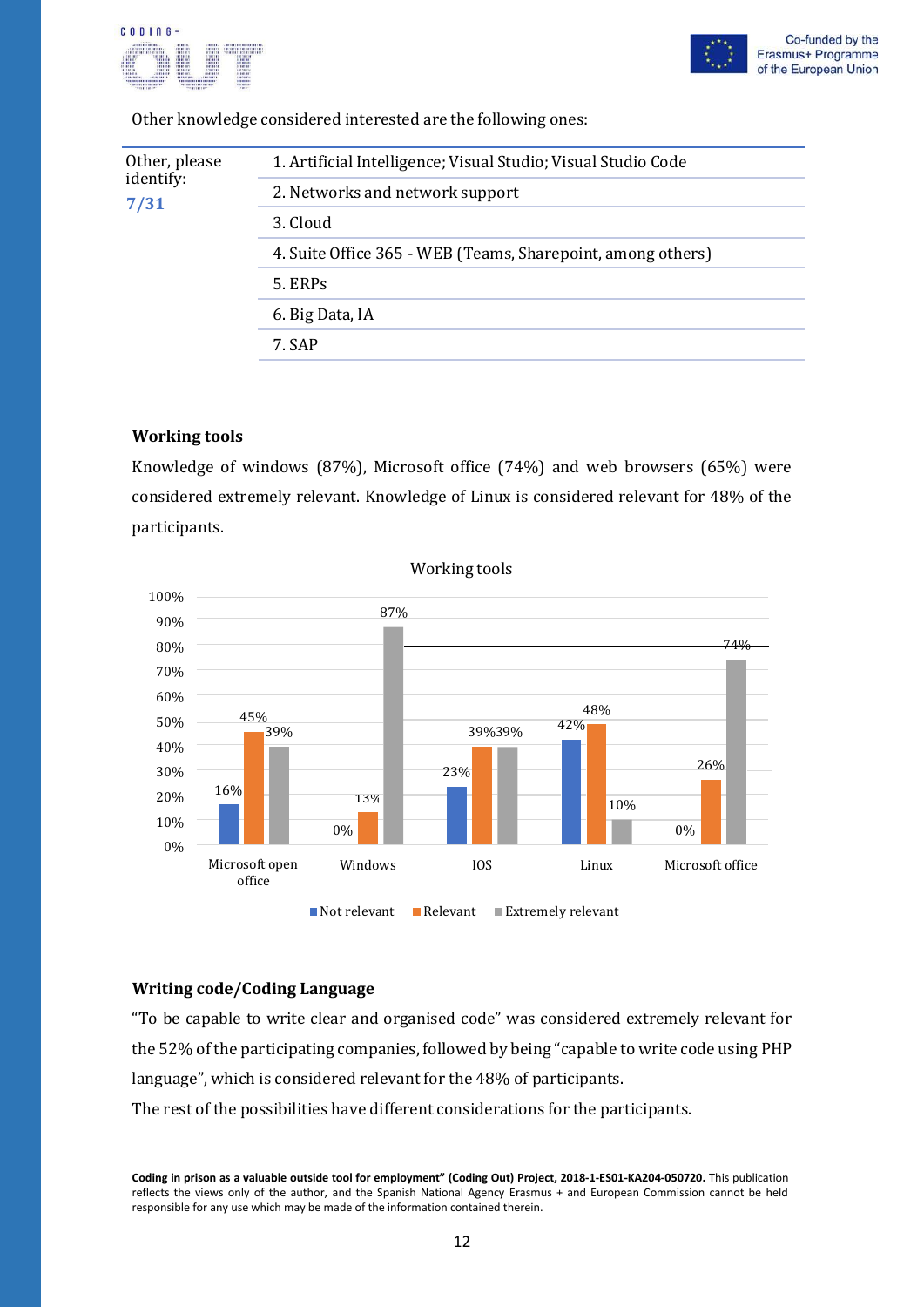Other knowledge considered interested are the following ones:

| Other, please identify: **7/31** | 1. Artificial Intelligence; Visual Studio; Visual Studio Code |
|---|---|
| | 2. Networks and network support |
| | 3. Cloud |
| | 4. Suite Office 365 - WEB (Teams, Sharepoint, among others) |
| | 5. ERPs |
| | 6. Big Data, IA |
| | 7. SAP |

**Working tools**

Knowledge of windows (87%), Microsoft office (74%) and web browsers (65%) were considered extremely relevant. Knowledge of Linux is considered relevant for 48% of the participants.

Working tools

| | Not relevant | Relevant | Extremely relevant |
|---|---|---|---|
| Microsoft open office | 16% | 45% | 39% |
| Windows | 0% | 13% | 87% |
| IOS | 23% | 39% | 39% |
| Linux | 42% | 48% | 10% |
| Microsoft office | 0% | 26% | 74% |

**Writing code/Coding Language**

"To be capable to write clear and organised code" was considered extremely relevant for the 52% of the participating companies, followed by being "capable to write code using PHP language", which is considered relevant for the 48% of participants.

The rest of the possibilities have different considerations for the participants.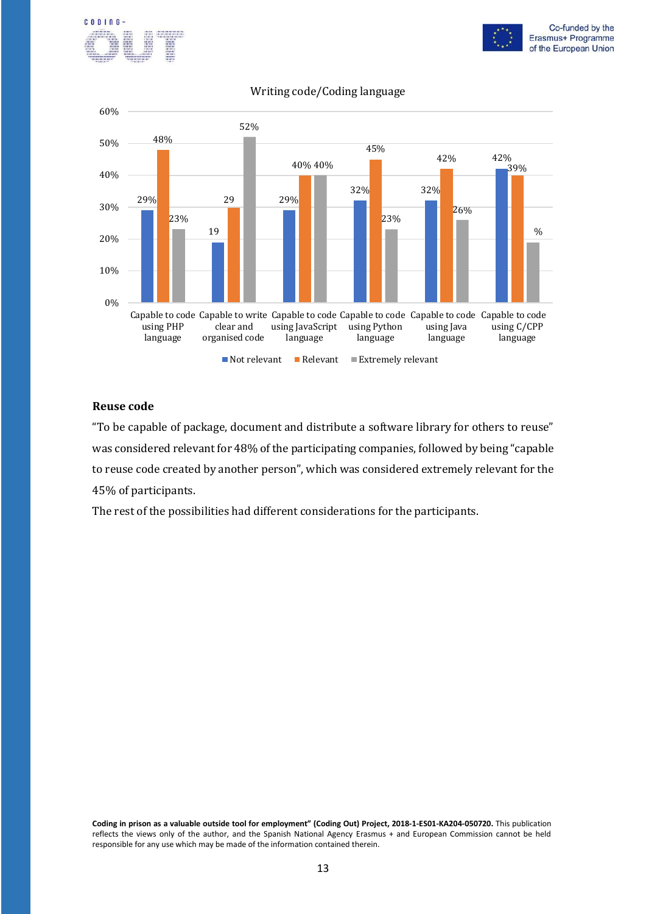Writing code/Coding language

| | Not relevant | Relevant | Extremely relevant |
|---|---|---|---|
| Capable to code using PHP language | 29% | 48% | 23% |
| Capable to write clear and organised code | 19 | 29 | 52% |
| Capable to code using JavaScript language | 29% | 40% | 40% |
| Capable to code using Python language | 32% | 45% | 23% |
| Capable to code using Java language | 32% | 42% | 26% |
| Capable to code using C/CPP language | 42% | 39% | % |

## Reuse code

"To be capable of package, document and distribute a software library for others to reuse" was considered relevant for 48% of the participating companies, followed by being "capable to reuse code created by another person", which was considered extremely relevant for the 45% of participants.

The rest of the possibilities had different considerations for the participants.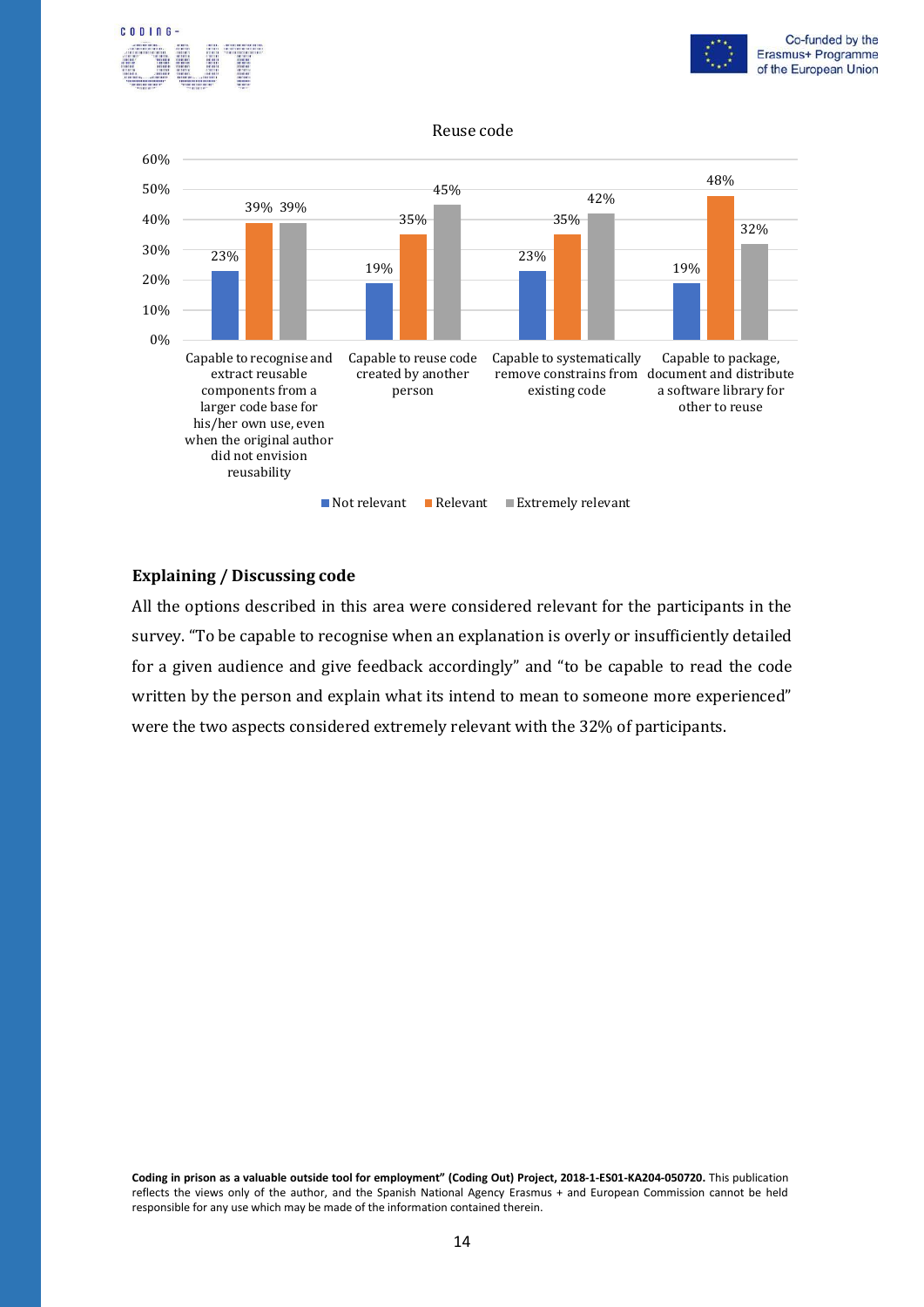Reuse code

| | Not relevant | Relevant | Extremely relevant |
|---|---|---|---|
| Capable to recognise and extract reusable components from a larger code base for his/her own use, even when the original author did not envision reusability | 23% | 39% | 39% |
| Capable to reuse code created by another person | 19% | 35% | 45% |
| Capable to systematically remove constrains from existing code | 23% | 35% | 42% |
| Capable to package, document and distribute a software library for other to reuse | 19% | 48% | 32% |

### Explaining / Discussing code

All the options described in this area were considered relevant for the participants in the survey. "To be capable to recognise when an explanation is overly or insufficiently detailed for a given audience and give feedback accordingly" and "to be capable to read the code written by the person and explain what its intend to mean to someone more experienced" were the two aspects considered extremely relevant with the 32% of participants.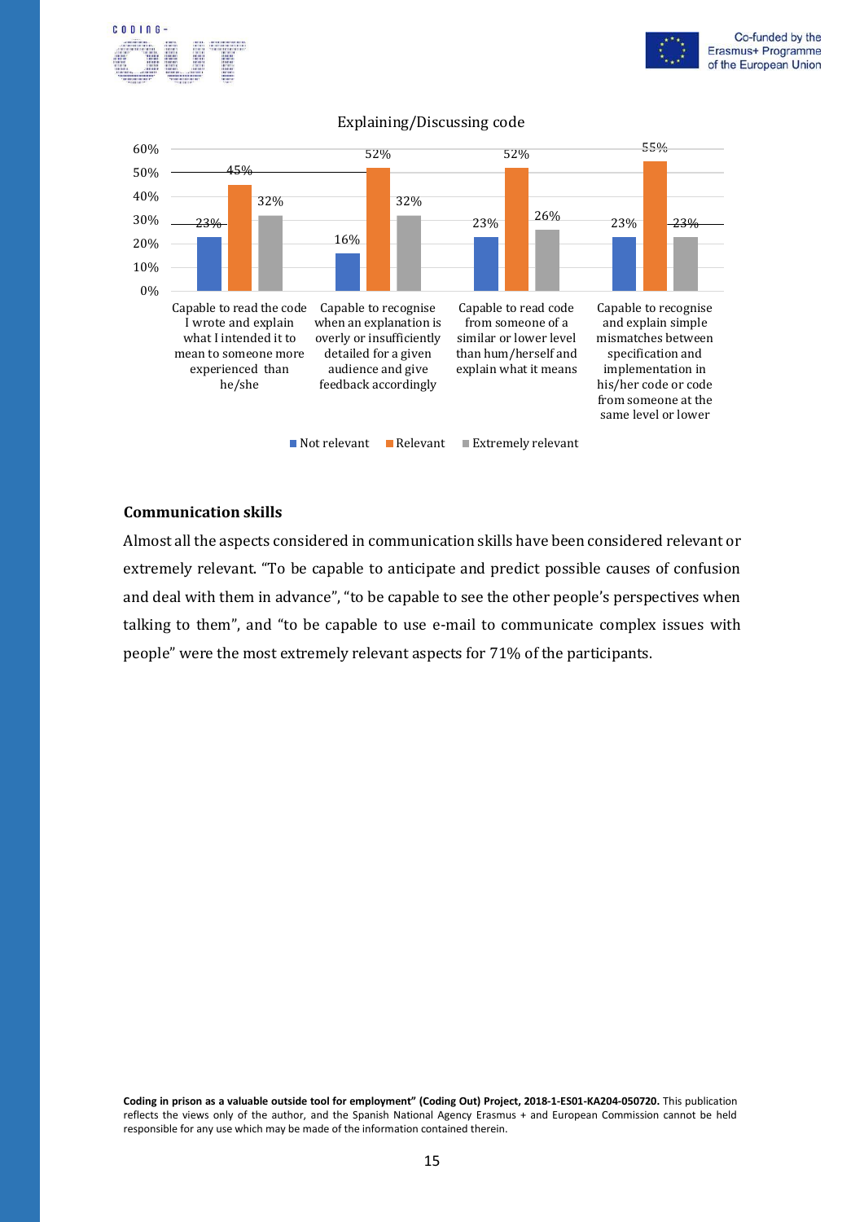Explaining/Discussing code

| | Not relevant | Relevant | Extremely relevant |
|---|---|---|---|
| Capable to read the code I wrote and explain what I intended it to mean to someone more experienced than he/she | 23% | 45% | 32% |
| Capable to recognise when an explanation is overly or insufficiently detailed for a given audience and give feedback accordingly | 16% | 52% | 32% |
| Capable to read code from someone of a similar or lower level than hum/herself and explain what it means | 23% | 52% | 26% |
| Capable to recognise and explain simple mismatches between specification and implementation in his/her code or code from someone at the same level or lower | 23% | 55% | 23% |

## Communication skills

Almost all the aspects considered in communication skills have been considered relevant or extremely relevant. "To be capable to anticipate and predict possible causes of confusion and deal with them in advance", "to be capable to see the other people's perspectives when talking to them", and "to be capable to use e-mail to communicate complex issues with people" were the most extremely relevant aspects for 71% of the participants.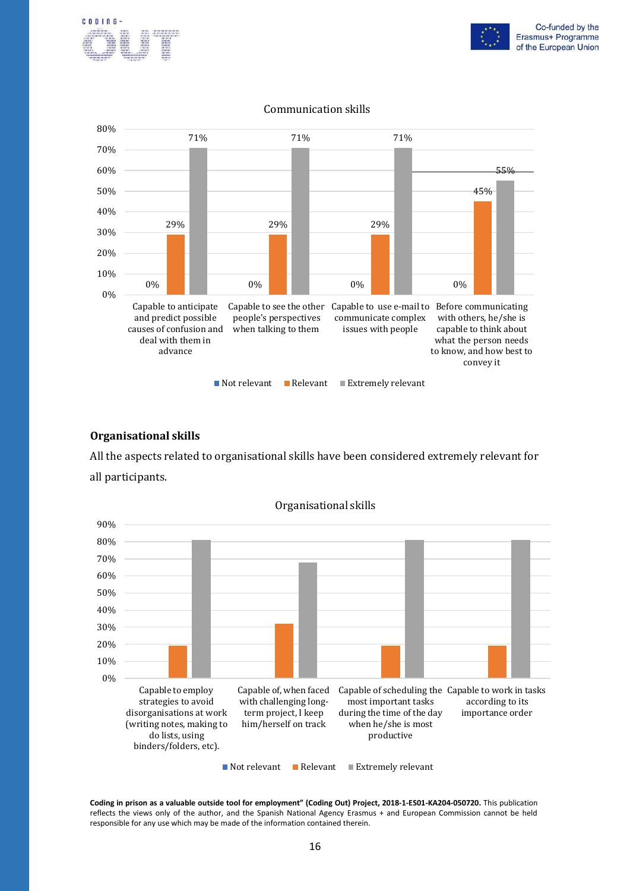Communication skills

| | Not relevant | Relevant | Extremely relevant |
|---|---|---|---|
| Capable to anticipate and predict possible causes of confusion and deal with them in advance | 0% | 29% | 71% |
| Capable to see the other people's perspectives when talking to them | 0% | 29% | 71% |
| Capable to use e-mail to communicate complex issues with people | 0% | 29% | 71% |
| Before communicating with others, he/she is capable to think about what the person needs to know, and how best to convey it | 0% | 45% | 55% |

### Organisational skills

All the aspects related to organisational skills have been considered extremely relevant for all participants.

Organisational skills

Categories: Capable to employ strategies to avoid disorganisations at work (writing notes, making to do lists, using binders/folders, etc).; Capable of, when faced with challenging long-term project, I keep him/herself on track; Capable of scheduling the most important tasks during the time of the day when he/she is most productive; Capable to work in tasks according to its importance order

Legend: Not relevant; Relevant; Extremely relevant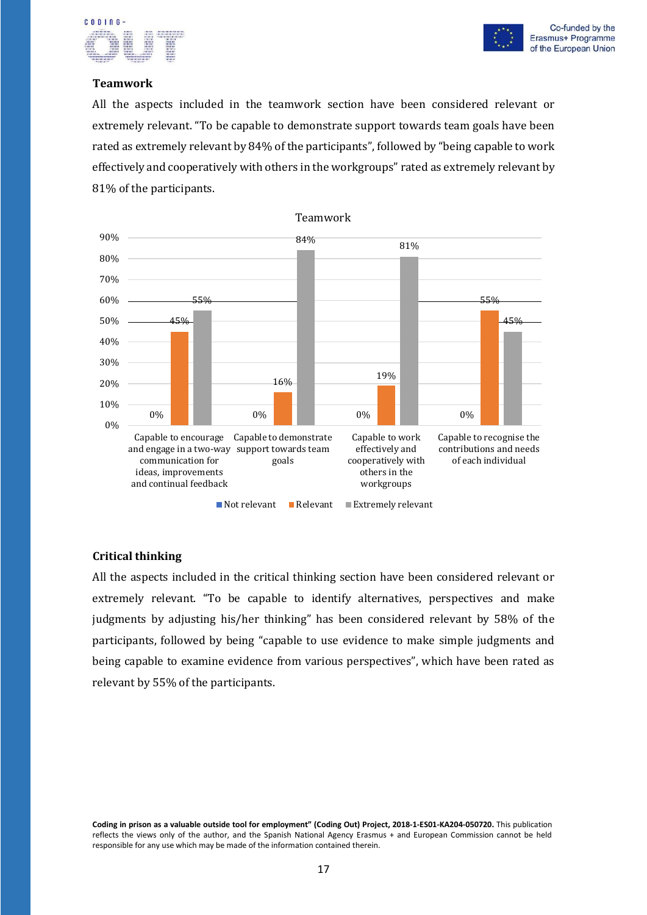### Teamwork

All the aspects included in the teamwork section have been considered relevant or extremely relevant. "To be capable to demonstrate support towards team goals have been rated as extremely relevant by 84% of the participants", followed by "being capable to work effectively and cooperatively with others in the workgroups" rated as extremely relevant by 81% of the participants.

Teamwork

| | Not relevant | Relevant | Extremely relevant |
|---|---|---|---|
| Capable to encourage and engage in a two-way communication for ideas, improvements and continual feedback | 0% | 45% | 55% |
| Capable to demonstrate support towards team goals | 0% | 16% | 84% |
| Capable to work effectively and cooperatively with others in the workgroups | 0% | 19% | 81% |
| Capable to recognise the contributions and needs of each individual | 0% | 55% | 45% |

### Critical thinking

All the aspects included in the critical thinking section have been considered relevant or extremely relevant. "To be capable to identify alternatives, perspectives and make judgments by adjusting his/her thinking" has been considered relevant by 58% of the participants, followed by being "capable to use evidence to make simple judgments and being capable to examine evidence from various perspectives", which have been rated as relevant by 55% of the participants.

**Coding in prison as a valuable outside tool for employment" (Coding Out) Project, 2018-1-ES01-KA204-050720.** This publication reflects the views only of the author, and the Spanish National Agency Erasmus + and European Commission cannot be held responsible for any use which may be made of the information contained therein.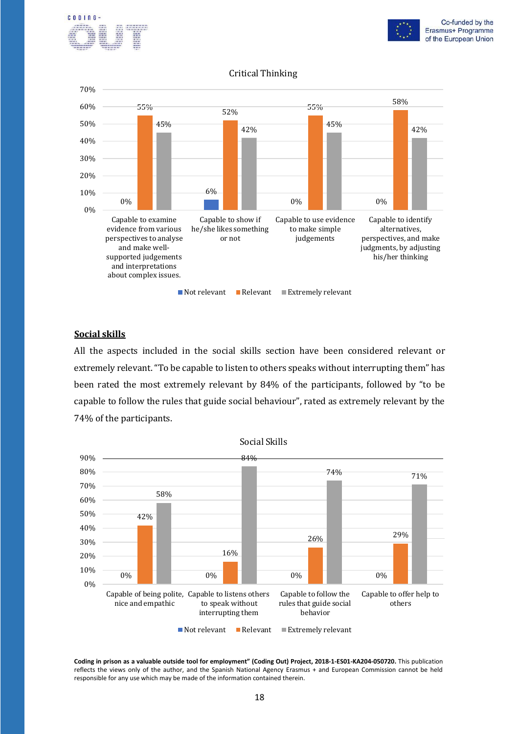Critical Thinking

| | Not relevant | Relevant | Extremely relevant |
|---|---|---|---|
| Capable to examine evidence from various perspectives to analyse and make well-supported judgements and interpretations about complex issues. | 0% | 55% | 45% |
| Capable to show if he/she likes something or not | 6% | 52% | 42% |
| Capable to use evidence to make simple judgements | 0% | 55% | 45% |
| Capable to identify alternatives, perspectives, and make judgments, by adjusting his/her thinking | 0% | 58% | 42% |

## Social skills

All the aspects included in the social skills section have been considered relevant or extremely relevant. "To be capable to listen to others speaks without interrupting them" has been rated the most extremely relevant by 84% of the participants, followed by "to be capable to follow the rules that guide social behaviour", rated as extremely relevant by the 74% of the participants.

Social Skills

| | Not relevant | Relevant | Extremely relevant |
|---|---|---|---|
| Capable of being polite, nice and empathic | 0% | 42% | 58% |
| Capable to listens others to speak without interrupting them | 0% | 16% | 84% |
| Capable to follow the rules that guide social behavior | 0% | 26% | 74% |
| Capable to offer help to others | 0% | 29% | 71% |

**Coding in prison as a valuable outside tool for employment" (Coding Out) Project, 2018-1-ES01-KA204-050720.** This publication reflects the views only of the author, and the Spanish National Agency Erasmus + and European Commission cannot be held responsible for any use which may be made of the information contained therein.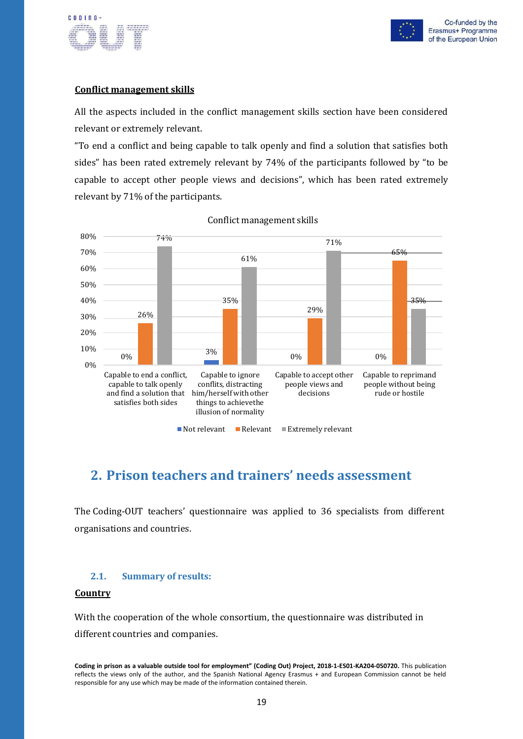**Conflict management skills**

All the aspects included in the conflict management skills section have been considered relevant or extremely relevant.

"To end a conflict and being capable to talk openly and find a solution that satisfies both sides" has been rated extremely relevant by 74% of the participants followed by "to be capable to accept other people views and decisions", which has been rated extremely relevant by 71% of the participants.

Conflict management skills

| | Not relevant | Relevant | Extremely relevant |
|---|---|---|---|
| Capable to end a conflict, capable to talk openly and find a solution that satisfies both sides | 0% | 26% | 74% |
| Capable to ignore conflits, distracting him/herself with other things to achievethe illusion of normality | 3% | 35% | 61% |
| Capable to accept other people views and decisions | 0% | 29% | 71% |
| Capable to reprimand people without being rude or hostile | 0% | 65% | 35% |

## 2. Prison teachers and trainers' needs assessment

The Coding-OUT teachers' questionnaire was applied to 36 specialists from different organisations and countries.

### 2.1. Summary of results:

**Country**

With the cooperation of the whole consortium, the questionnaire was distributed in different countries and companies.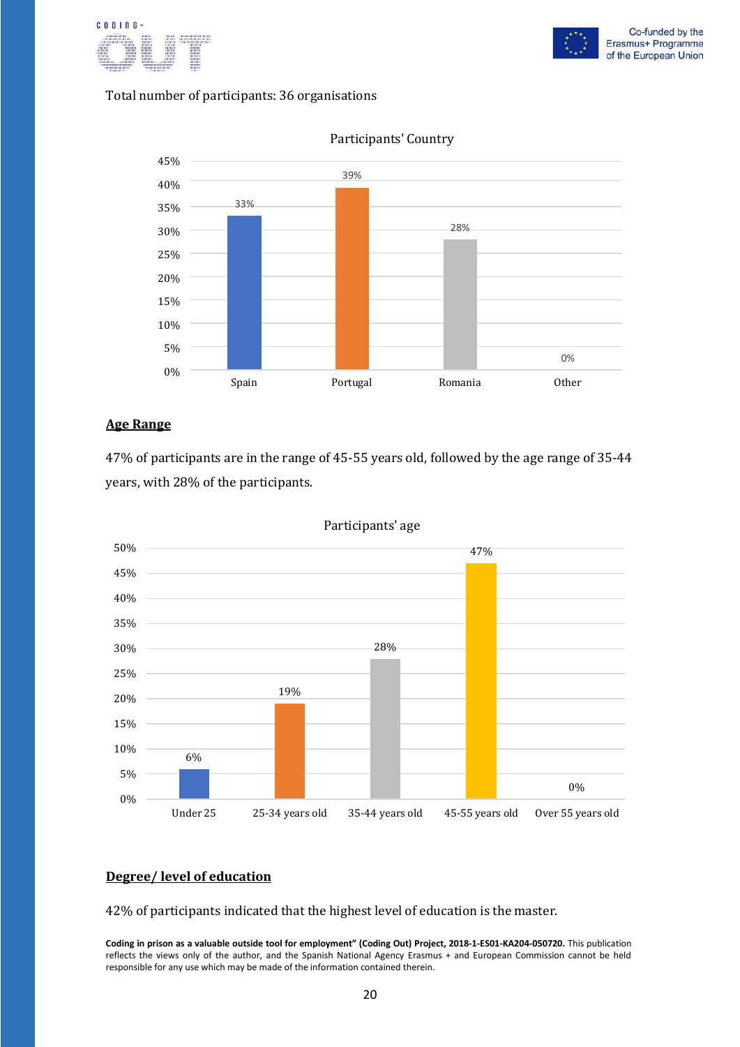Total number of participants: 36 organisations

Participants' Country

| Country | Percentage |
| --- | --- |
| Spain | 33% |
| Portugal | 39% |
| Romania | 28% |
| Other | 0% |

**Age Range**

47% of participants are in the range of 45-55 years old, followed by the age range of 35-44 years, with 28% of the participants.

Participants' age

| Age | Percentage |
| --- | --- |
| Under 25 | 6% |
| 25-34 years old | 19% |
| 35-44 years old | 28% |
| 45-55 years old | 47% |
| Over 55 years old | 0% |

**Degree/ level of education**

42% of participants indicated that the highest level of education is the master.

**Coding in prison as a valuable outside tool for employment" (Coding Out) Project, 2018-1-ES01-KA204-050720.** This publication reflects the views only of the author, and the Spanish National Agency Erasmus + and European Commission cannot be held responsible for any use which may be made of the information contained therein.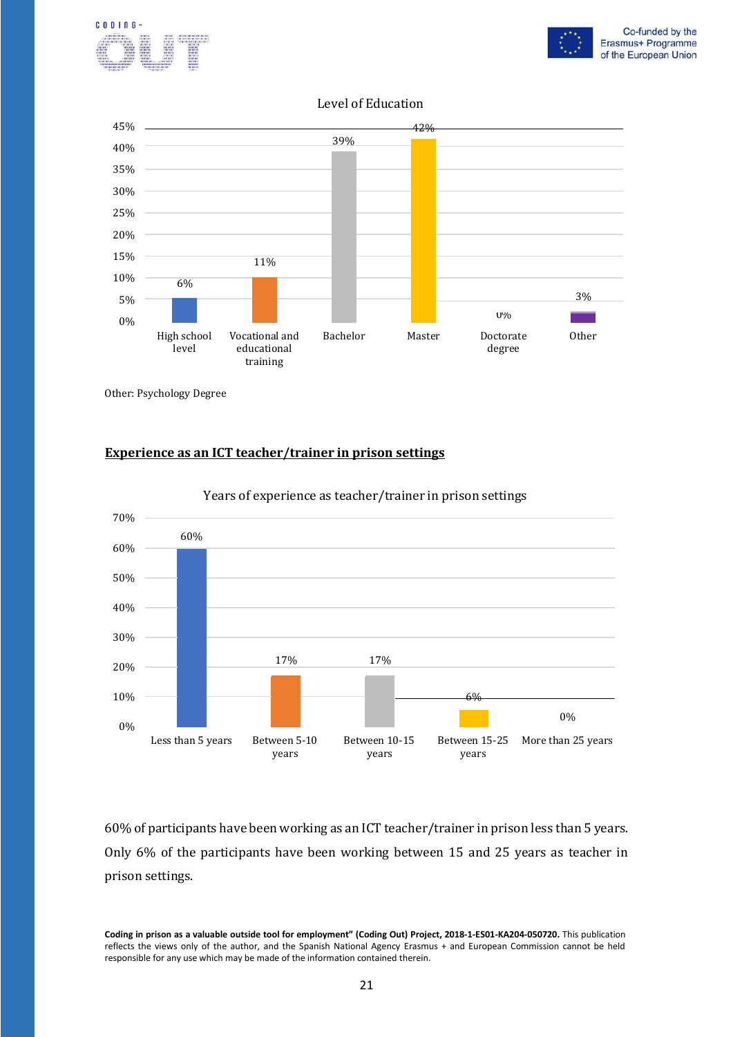Level of Education

| Level of Education | % |
|---|---|
| High school level | 6% |
| Vocational and educational training | 11% |
| Bachelor | 39% |
| Master | 42% |
| Doctorate degree | 0% |
| Other | 3% |

Other: Psychology Degree

## Experience as an ICT teacher/trainer in prison settings

Years of experience as teacher/trainer in prison settings

| Years of experience | % |
|---|---|
| Less than 5 years | 60% |
| Between 5-10 years | 17% |
| Between 10-15 years | 17% |
| Between 15-25 years | 6% |
| More than 25 years | 0% |

60% of participants have been working as an ICT teacher/trainer in prison less than 5 years. Only 6% of the participants have been working between 15 and 25 years as teacher in prison settings.

**Coding in prison as a valuable outside tool for employment" (Coding Out) Project, 2018-1-ES01-KA204-050720.** This publication reflects the views only of the author, and the Spanish National Agency Erasmus + and European Commission cannot be held responsible for any use which may be made of the information contained therein.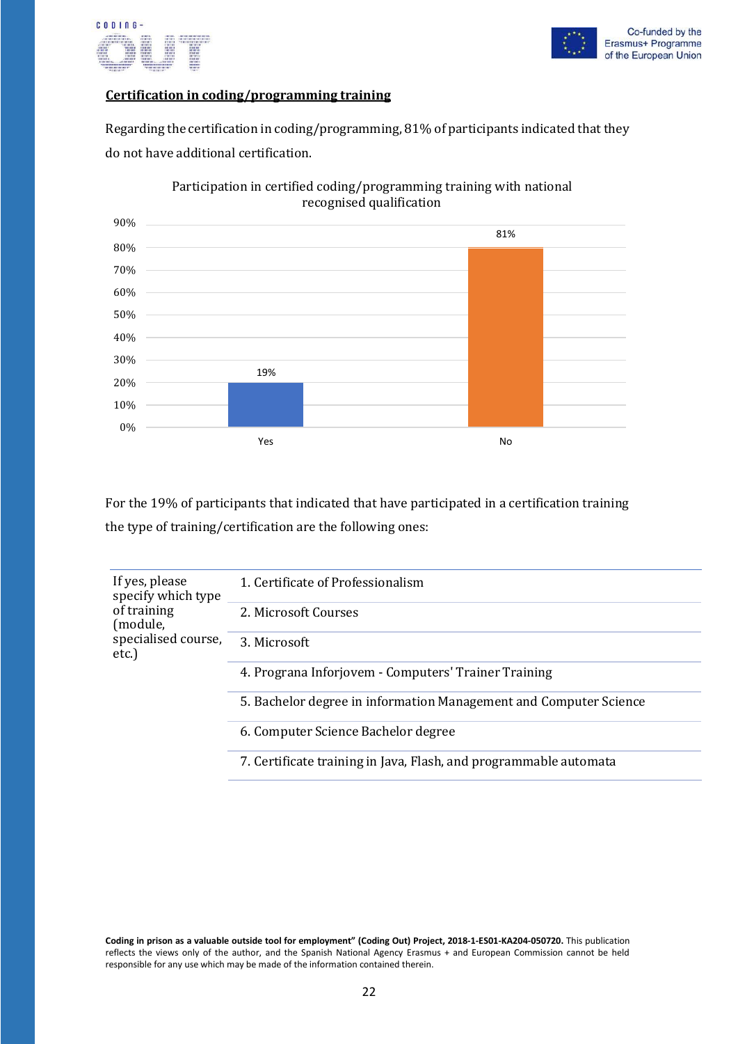**Certification in coding/programming training**

Regarding the certification in coding/programming, 81% of participants indicated that they do not have additional certification.

Participation in certified coding/programming training with national recognised qualification

| | Yes | No |
|---|---|---|
| % | 19% | 81% |

For the 19% of participants that indicated that have participated in a certification training the type of training/certification are the following ones:

| If yes, please specify which type of training (module, specialised course, etc.) | |
|---|---|
| | 1. Certificate of Professionalism |
| | 2. Microsoft Courses |
| | 3. Microsoft |
| | 4. Prograna Inforjovem - Computers' Trainer Training |
| | 5. Bachelor degree in information Management and Computer Science |
| | 6. Computer Science Bachelor degree |
| | 7. Certificate training in Java, Flash, and programmable automata |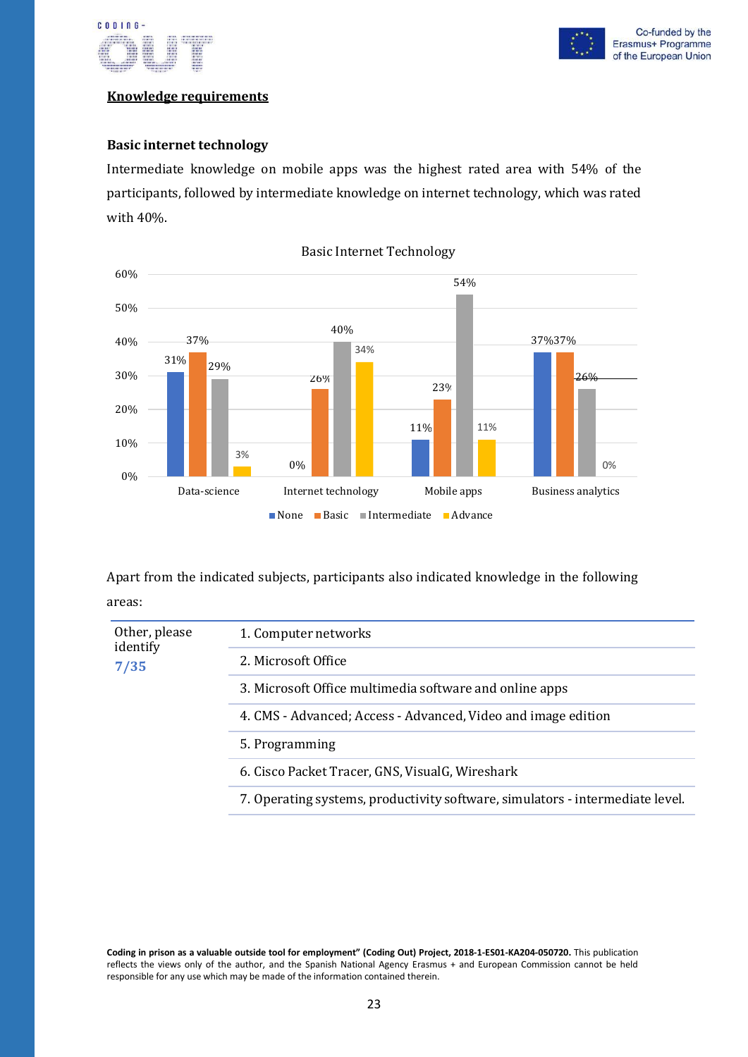**Knowledge requirements**

**Basic internet technology**

Intermediate knowledge on mobile apps was the highest rated area with 54% of the participants, followed by intermediate knowledge on internet technology, which was rated with 40%.

Basic Internet Technology

| | None | Basic | Intermediate | Advance |
|---|---|---|---|---|
| Data-science | 31% | 37% | 29% | 3% |
| Internet technology | 0% | 26% | 40% | 34% |
| Mobile apps | 11% | 23% | 54% | 11% |
| Business analytics | 37% | 37% | 26% | 0% |

Apart from the indicated subjects, participants also indicated knowledge in the following areas:

| Other, please identify **7/35** | |
|---|---|
| | 1. Computer networks |
| | 2. Microsoft Office |
| | 3. Microsoft Office multimedia software and online apps |
| | 4. CMS - Advanced; Access - Advanced, Video and image edition |
| | 5. Programming |
| | 6. Cisco Packet Tracer, GNS, VisualG, Wireshark |
| | 7. Operating systems, productivity software, simulators - intermediate level. |

**Coding in prison as a valuable outside tool for employment" (Coding Out) Project, 2018-1-ES01-KA204-050720.** This publication reflects the views only of the author, and the Spanish National Agency Erasmus + and European Commission cannot be held responsible for any use which may be made of the information contained therein.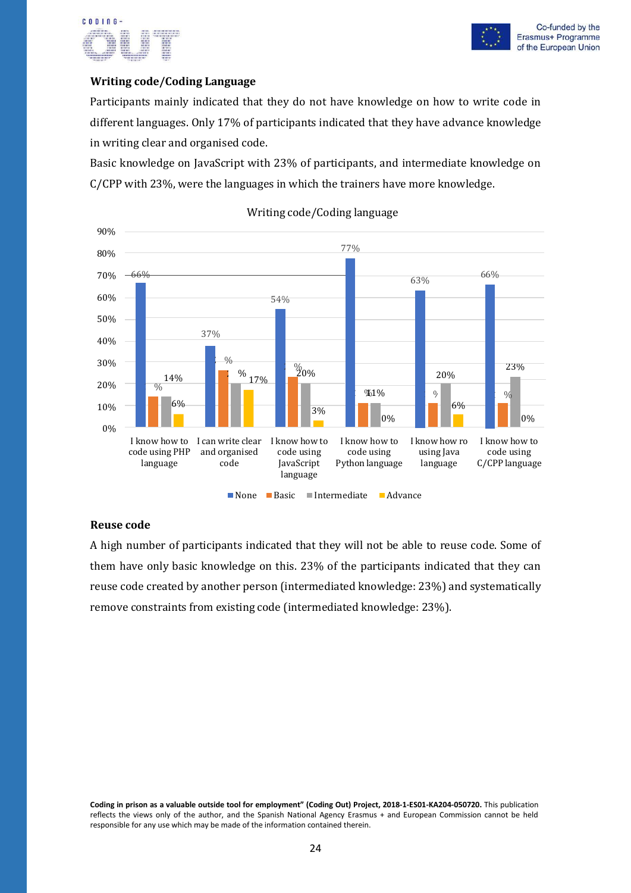### Writing code/Coding Language

Participants mainly indicated that they do not have knowledge on how to write code in different languages. Only 17% of participants indicated that they have advance knowledge in writing clear and organised code.

Basic knowledge on JavaScript with 23% of participants, and intermediate knowledge on C/CPP with 23%, were the languages in which the trainers have more knowledge.

Writing code/Coding language

| | None | Basic | Intermediate | Advance |
|---|---|---|---|---|
| I know how to code using PHP language | 66% | % | 14% | 6% |
| I can write clear and organised code | 37% | % | % | 17% |
| I know how to code using JavaScript language | 54% | % | 20% | 3% |
| I know how to code using Python language | 77% | % | 11% | 0% |
| I know how ro using Java language | 63% | % | 20% | 6% |
| I know how to code using C/CPP language | 66% | % | 23% | 0% |

### Reuse code

A high number of participants indicated that they will not be able to reuse code. Some of them have only basic knowledge on this. 23% of the participants indicated that they can reuse code created by another person (intermediated knowledge: 23%) and systematically remove constraints from existing code (intermediated knowledge: 23%).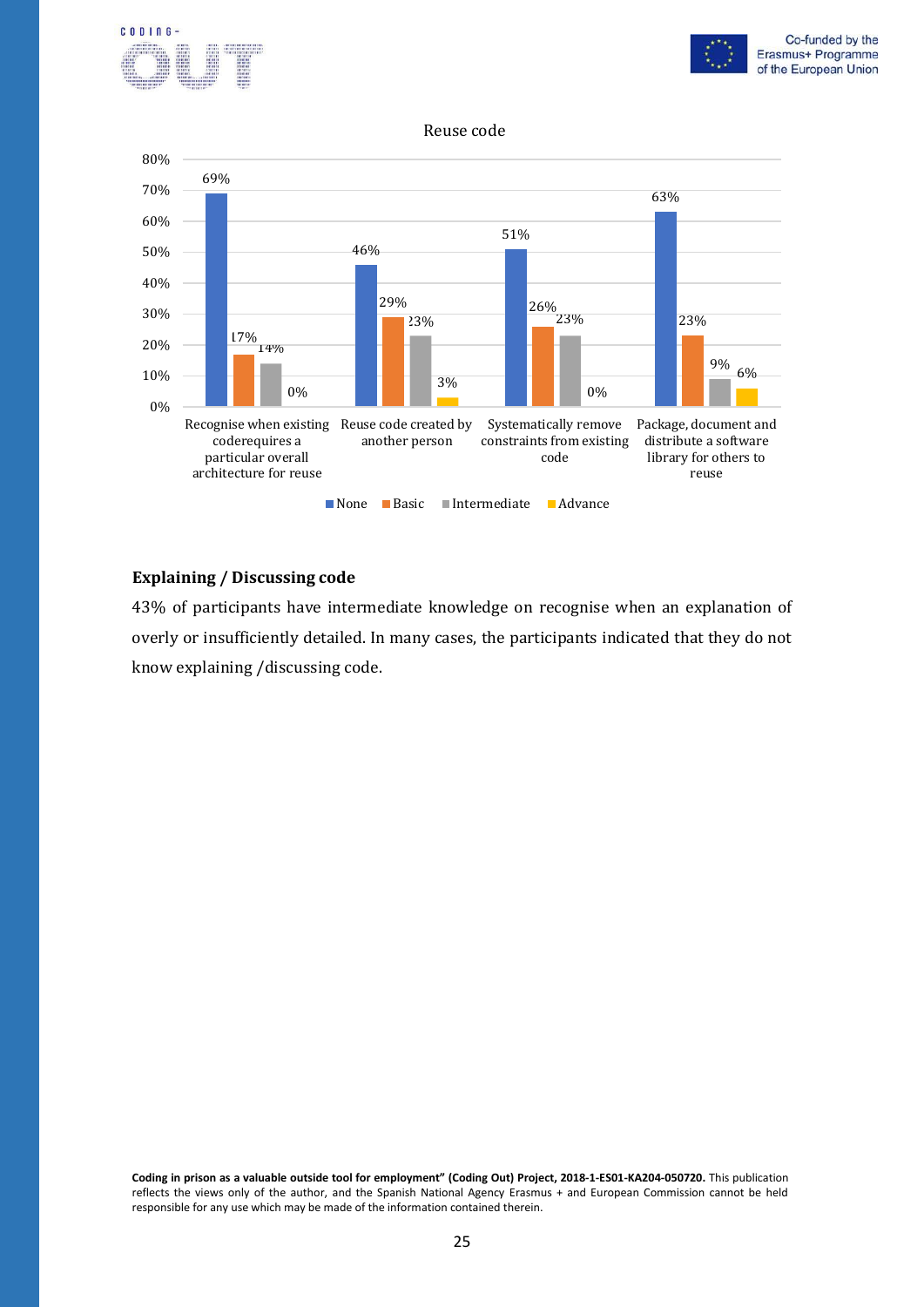Reuse code

| | None | Basic | Intermediate | Advance |
|---|---|---|---|---|
| Recognise when existing coderequires a particular overall architecture for reuse | 69% | 17% | 14% | 0% |
| Reuse code created by another person | 46% | 29% | 23% | 3% |
| Systematically remove constraints from existing code | 51% | 26% | 23% | 0% |
| Package, document and distribute a software library for others to reuse | 63% | 23% | 9% | 6% |

### Explaining / Discussing code

43% of participants have intermediate knowledge on recognise when an explanation of overly or insufficiently detailed. In many cases, the participants indicated that they do not know explaining /discussing code.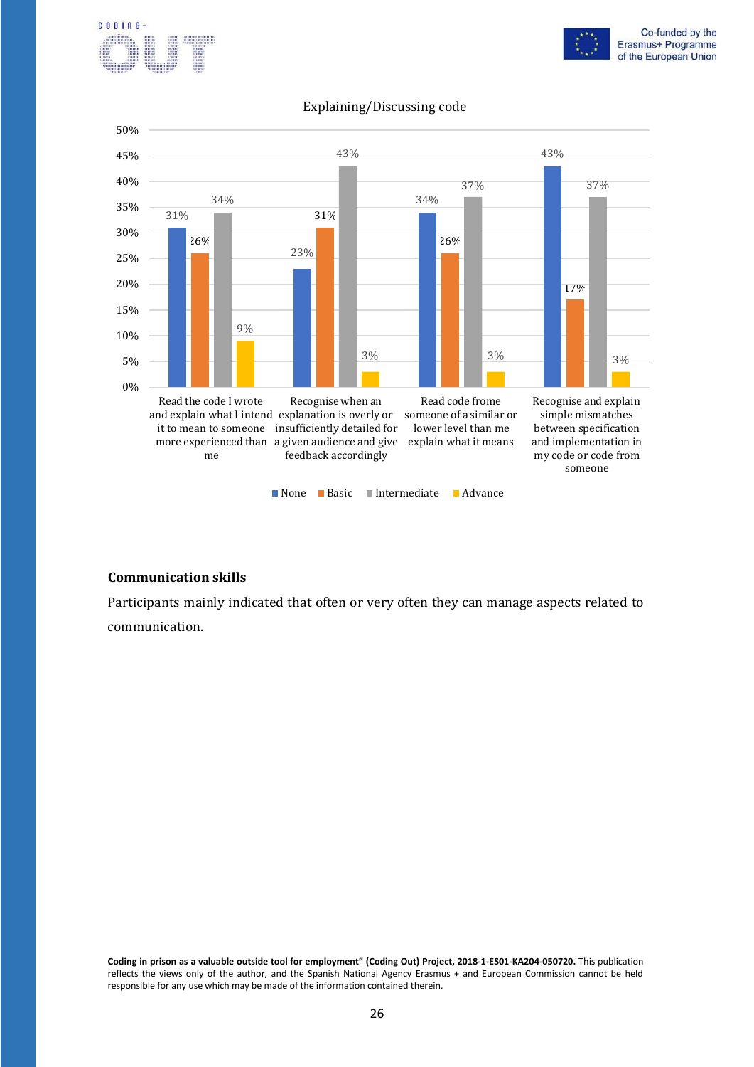Explaining/Discussing code

| | None | Basic | Intermediate | Advance |
|---|---|---|---|---|
| Read the code I wrote and explain what I intend it to mean to someone more experienced than me | 31% | 26% | 34% | 9% |
| Recognise when an explanation is overly or insufficiently detailed for a given audience and give feedback accordingly | 23% | 31% | 43% | 3% |
| Read code frome someone of a similar or lower level than me explain what it means | 34% | 26% | 37% | 3% |
| Recognise and explain simple mismatches between specification and implementation in my code or code from someone | 43% | 17% | 37% | 3% |

**Communication skills**

Participants mainly indicated that often or very often they can manage aspects related to communication.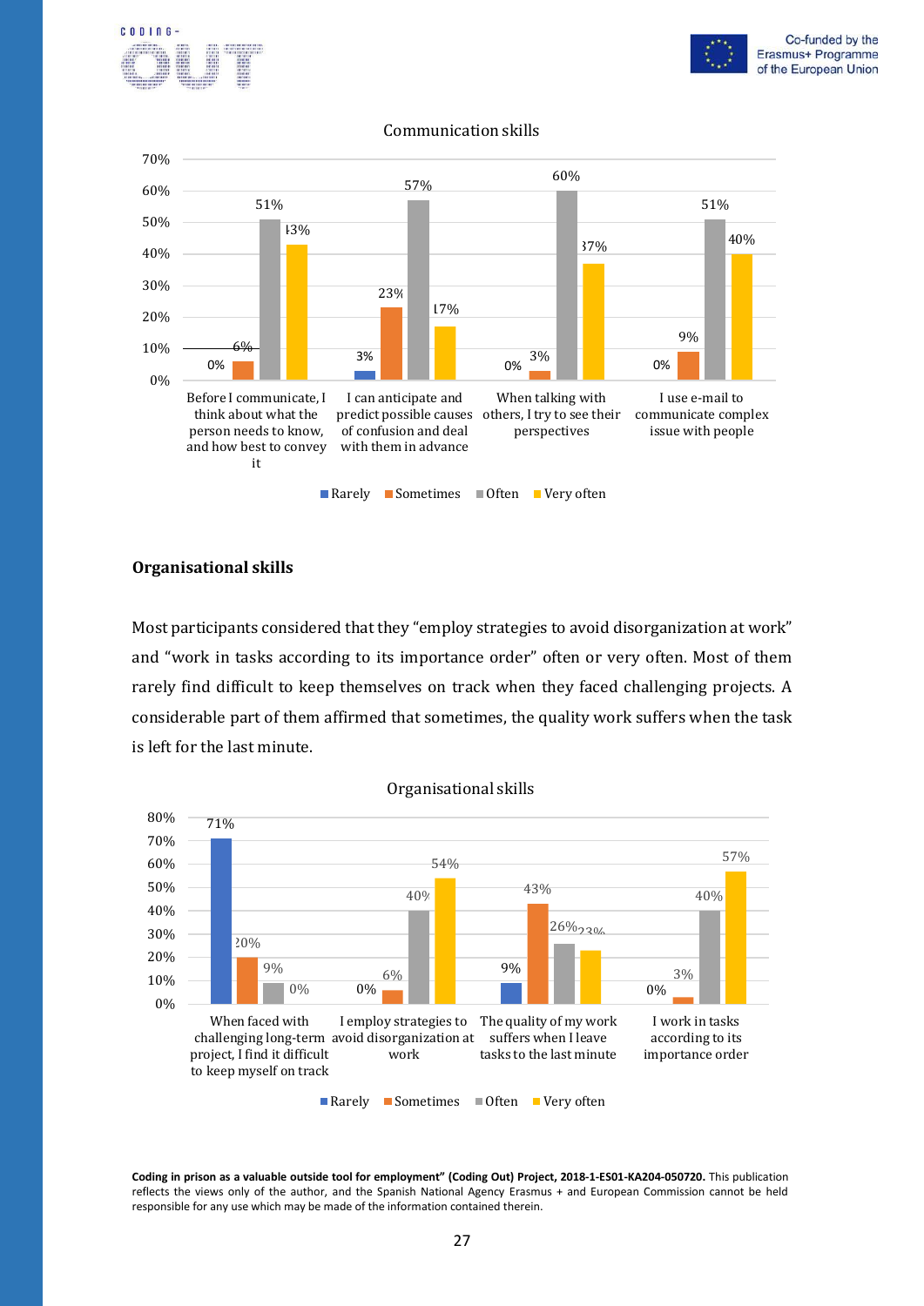Communication skills

| | Rarely | Sometimes | Often | Very often |
|---|---|---|---|---|
| Before I communicate, I think about what the person needs to know, and how best to convey it | 0% | 6% | 51% | 43% |
| I can anticipate and predict possible causes of confusion and deal with them in advance | 3% | 23% | 57% | 17% |
| When talking with others, I try to see their perspectives | 0% | 3% | 60% | 37% |
| I use e-mail to communicate complex issue with people | 0% | 9% | 51% | 40% |

## Organisational skills

Most participants considered that they "employ strategies to avoid disorganization at work" and "work in tasks according to its importance order" often or very often. Most of them rarely find difficult to keep themselves on track when they faced challenging projects. A considerable part of them affirmed that sometimes, the quality work suffers when the task is left for the last minute.

Organisational skills

| | Rarely | Sometimes | Often | Very often |
|---|---|---|---|---|
| When faced with challenging long-term project, I find it difficult to keep myself on track | 71% | 20% | 9% | 0% |
| I employ strategies to avoid disorganization at work | 0% | 6% | 40% | 54% |
| The quality of my work suffers when I leave tasks to the last minute | 9% | 43% | 26% | 23% |
| I work in tasks according to its importance order | 0% | 3% | 40% | 57% |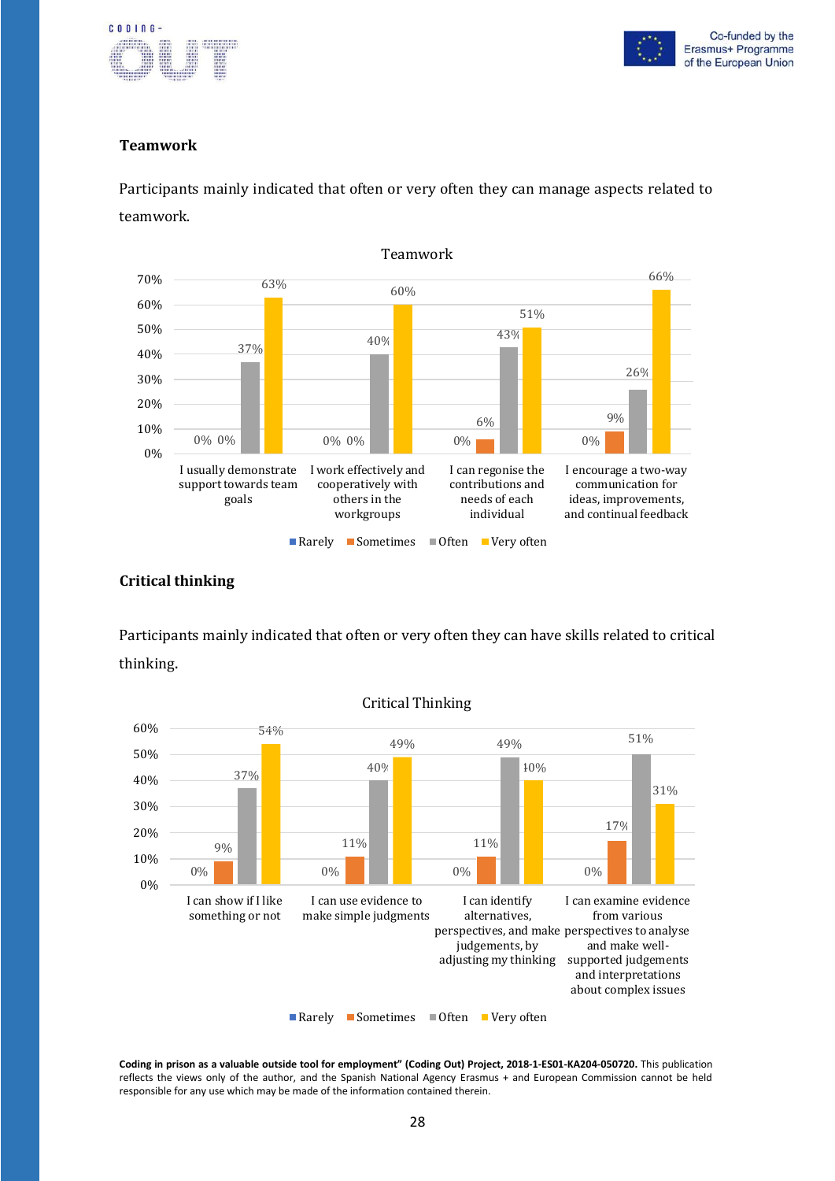### Teamwork

Participants mainly indicated that often or very often they can manage aspects related to teamwork.

**Teamwork**

| | Rarely | Sometimes | Often | Very often |
|---|---|---|---|---|
| I usually demonstrate support towards team goals | 0% | 0% | 37% | 63% |
| I work effectively and cooperatively with others in the workgroups | 0% | 0% | 40% | 60% |
| I can regonise the contributions and needs of each individual | 0% | 6% | 43% | 51% |
| I encourage a two-way communication for ideas, improvements, and continual feedback | 0% | 9% | 26% | 66% |

### Critical thinking

Participants mainly indicated that often or very often they can have skills related to critical thinking.

**Critical Thinking**

| | Rarely | Sometimes | Often | Very often |
|---|---|---|---|---|
| I can show if I like something or not | 0% | 9% | 37% | 54% |
| I can use evidence to make simple judgments | 0% | 11% | 40% | 49% |
| I can identify alternatives, perspectives, and make judgements, by adjusting my thinking | 0% | 11% | 49% | 40% |
| I can examine evidence from various perspectives to analyse and make well-supported judgements and interpretations about complex issues | 0% | 17% | 51% | 31% |

**Coding in prison as a valuable outside tool for employment" (Coding Out) Project, 2018-1-ES01-KA204-050720.** This publication reflects the views only of the author, and the Spanish National Agency Erasmus + and European Commission cannot be held responsible for any use which may be made of the information contained therein.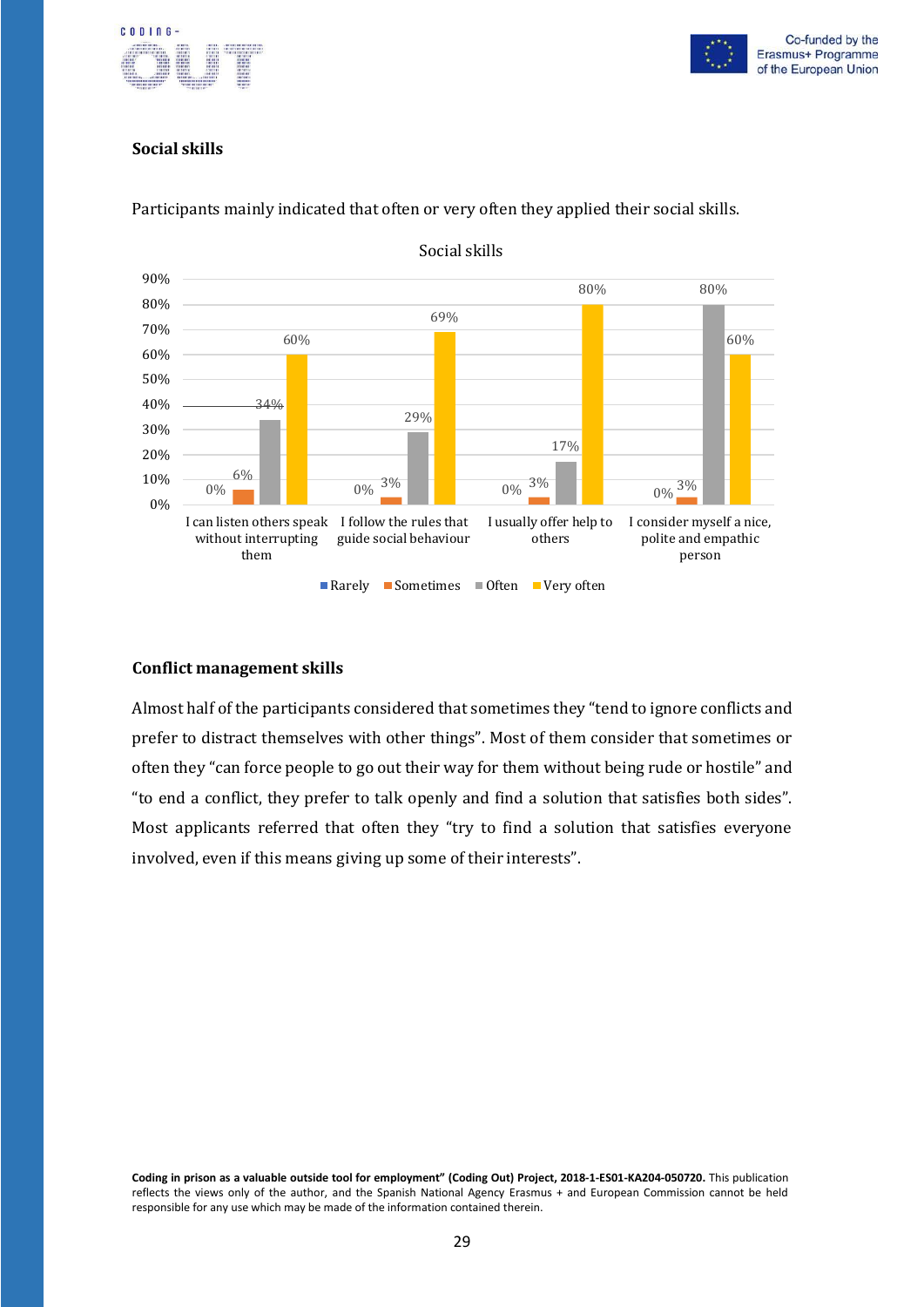### Social skills

Participants mainly indicated that often or very often they applied their social skills.

Social skills

| | Rarely | Sometimes | Often | Very often |
|---|---|---|---|---|
| I can listen others speak without interrupting them | 0% | 6% | 34% | 60% |
| I follow the rules that guide social behaviour | 0% | 3% | 29% | 69% |
| I usually offer help to others | 0% | 3% | 17% | 80% |
| I consider myself a nice, polite and empathic person | 0% | 3% | 80% | 60% |

### Conflict management skills

Almost half of the participants considered that sometimes they “tend to ignore conflicts and prefer to distract themselves with other things”. Most of them consider that sometimes or often they “can force people to go out their way for them without being rude or hostile” and “to end a conflict, they prefer to talk openly and find a solution that satisfies both sides”. Most applicants referred that often they “try to find a solution that satisfies everyone involved, even if this means giving up some of their interests”.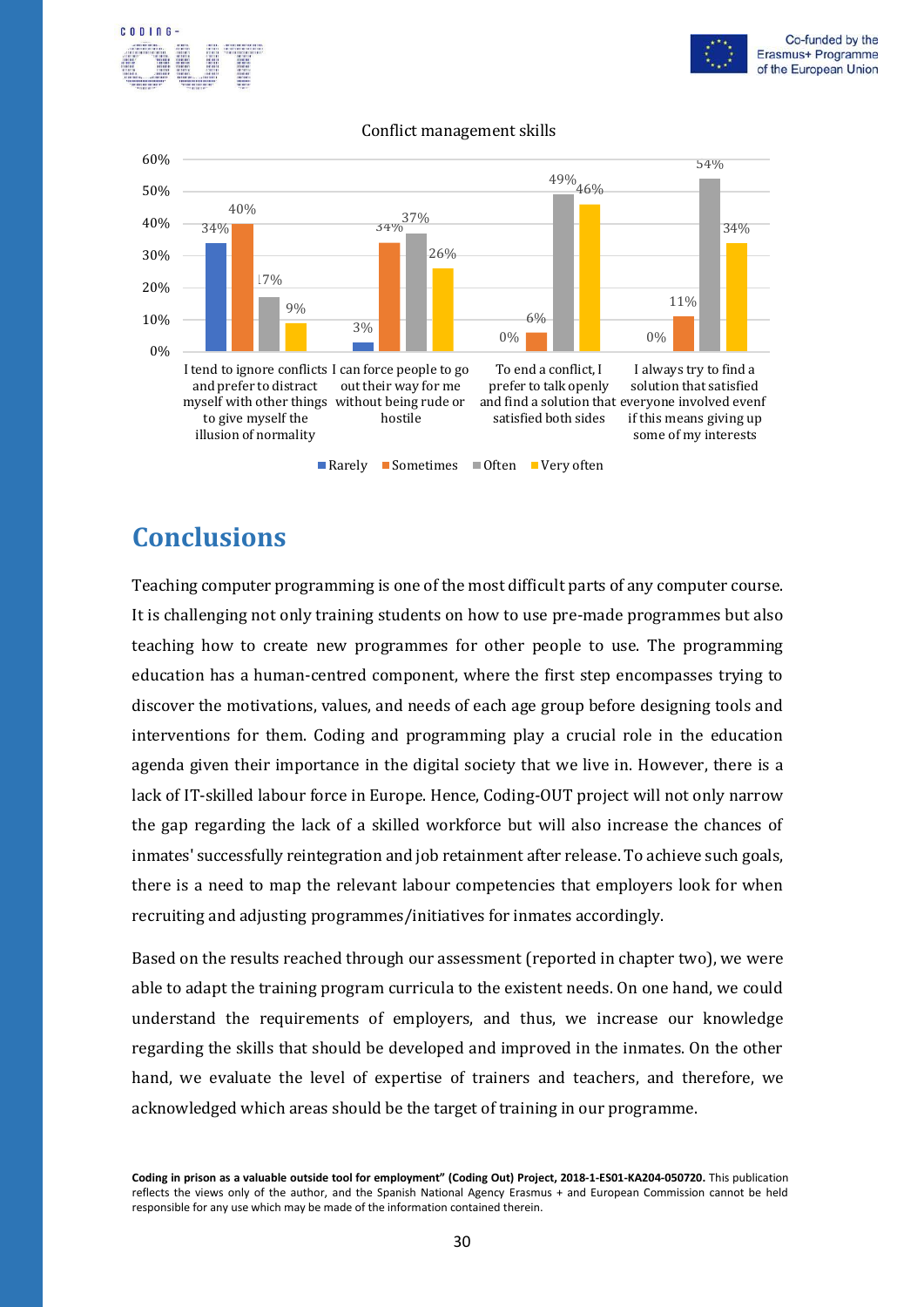Conflict management skills

| | Rarely | Sometimes | Often | Very often |
|---|---|---|---|---|
| I tend to ignore conflicts and prefer to distract myself with other things to give myself the illusion of normality | 34% | 40% | 17% | 9% |
| I can force people to go out their way for me without being rude or hostile | 3% | 34% | 37% | 26% |
| To end a conflict, I prefer to talk openly and find a solution that satisfied both sides | 0% | 6% | 49% | 46% |
| I always try to find a solution that satisfied everyone involved evenf if this means giving up some of my interests | 0% | 11% | 54% | 34% |

# Conclusions

Teaching computer programming is one of the most difficult parts of any computer course. It is challenging not only training students on how to use pre-made programmes but also teaching how to create new programmes for other people to use. The programming education has a human-centred component, where the first step encompasses trying to discover the motivations, values, and needs of each age group before designing tools and interventions for them. Coding and programming play a crucial role in the education agenda given their importance in the digital society that we live in. However, there is a lack of IT-skilled labour force in Europe. Hence, Coding-OUT project will not only narrow the gap regarding the lack of a skilled workforce but will also increase the chances of inmates' successfully reintegration and job retainment after release. To achieve such goals, there is a need to map the relevant labour competencies that employers look for when recruiting and adjusting programmes/initiatives for inmates accordingly.

Based on the results reached through our assessment (reported in chapter two), we were able to adapt the training program curricula to the existent needs. On one hand, we could understand the requirements of employers, and thus, we increase our knowledge regarding the skills that should be developed and improved in the inmates. On the other hand, we evaluate the level of expertise of trainers and teachers, and therefore, we acknowledged which areas should be the target of training in our programme.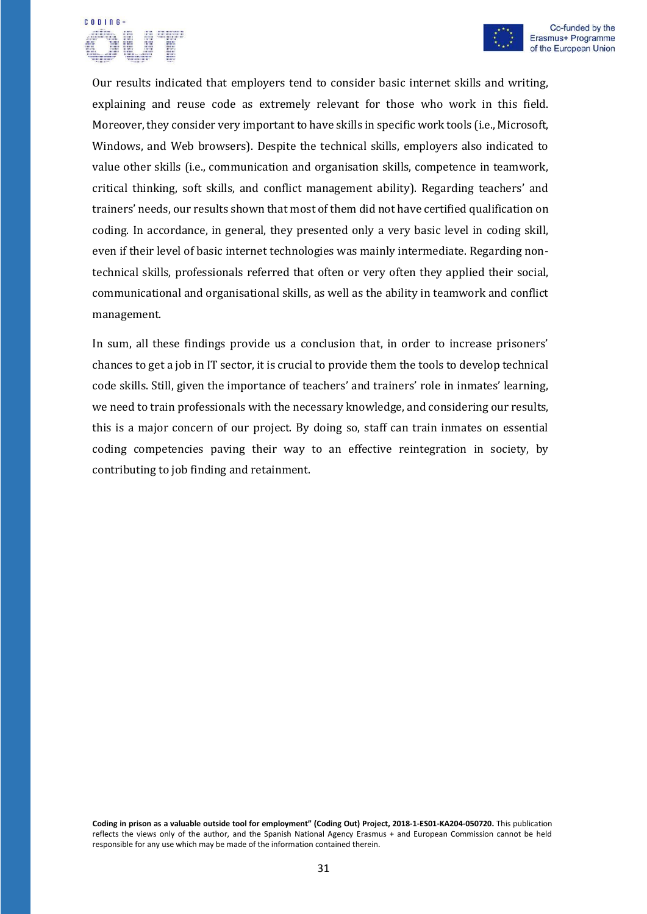Our results indicated that employers tend to consider basic internet skills and writing, explaining and reuse code as extremely relevant for those who work in this field. Moreover, they consider very important to have skills in specific work tools (i.e., Microsoft, Windows, and Web browsers). Despite the technical skills, employers also indicated to value other skills (i.e., communication and organisation skills, competence in teamwork, critical thinking, soft skills, and conflict management ability). Regarding teachers' and trainers' needs, our results shown that most of them did not have certified qualification on coding. In accordance, in general, they presented only a very basic level in coding skill, even if their level of basic internet technologies was mainly intermediate. Regarding non-technical skills, professionals referred that often or very often they applied their social, communicational and organisational skills, as well as the ability in teamwork and conflict management.

In sum, all these findings provide us a conclusion that, in order to increase prisoners' chances to get a job in IT sector, it is crucial to provide them the tools to develop technical code skills. Still, given the importance of teachers' and trainers' role in inmates' learning, we need to train professionals with the necessary knowledge, and considering our results, this is a major concern of our project. By doing so, staff can train inmates on essential coding competencies paving their way to an effective reintegration in society, by contributing to job finding and retainment.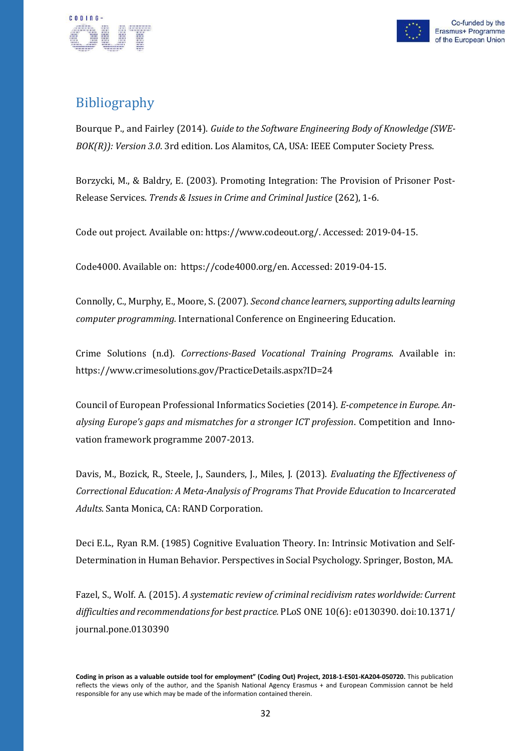## Bibliography

Bourque P., and Fairley (2014). *Guide to the Software Engineering Body of Knowledge (SWE-BOK(R)): Version 3.0*. 3rd edition. Los Alamitos, CA, USA: IEEE Computer Society Press.

Borzycki, M., & Baldry, E. (2003). Promoting Integration: The Provision of Prisoner Post-Release Services. *Trends & Issues in Crime and Criminal Justice* (262), 1-6.

Code out project. Available on: https://www.codeout.org/. Accessed: 2019-04-15.

Code4000. Available on: https://code4000.org/en. Accessed: 2019-04-15.

Connolly, C., Murphy, E., Moore, S. (2007). *Second chance learners, supporting adults learning computer programming.* International Conference on Engineering Education.

Crime Solutions (n.d). *Corrections-Based Vocational Training Programs*. Available in: https://www.crimesolutions.gov/PracticeDetails.aspx?ID=24

Council of European Professional Informatics Societies (2014). *E-competence in Europe. Analysing Europe's gaps and mismatches for a stronger ICT profession*. Competition and Innovation framework programme 2007-2013.

Davis, M., Bozick, R., Steele, J., Saunders, J., Miles, J. (2013). *Evaluating the Effectiveness of Correctional Education: A Meta-Analysis of Programs That Provide Education to Incarcerated Adults*. Santa Monica, CA: RAND Corporation.

Deci E.L., Ryan R.M. (1985) Cognitive Evaluation Theory. In: Intrinsic Motivation and Self-Determination in Human Behavior. Perspectives in Social Psychology. Springer, Boston, MA.

Fazel, S., Wolf. A. (2015). *A systematic review of criminal recidivism rates worldwide: Current difficulties and recommendations for best practice.* PLoS ONE 10(6): e0130390. doi:10.1371/journal.pone.0130390

**Coding in prison as a valuable outside tool for employment" (Coding Out) Project, 2018-1-ES01-KA204-050720.** This publication reflects the views only of the author, and the Spanish National Agency Erasmus + and European Commission cannot be held responsible for any use which may be made of the information contained therein.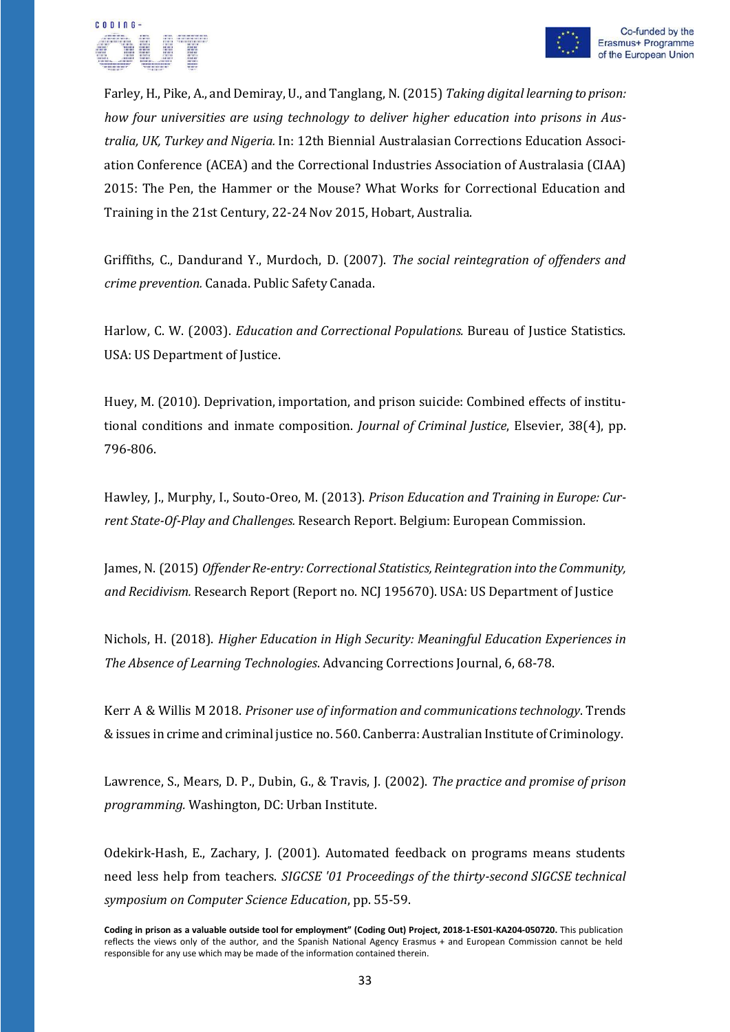Farley, H., Pike, A., and Demiray, U., and Tanglang, N. (2015) *Taking digital learning to prison: how four universities are using technology to deliver higher education into prisons in Australia, UK, Turkey and Nigeria.* In: 12th Biennial Australasian Corrections Education Association Conference (ACEA) and the Correctional Industries Association of Australasia (CIAA) 2015: The Pen, the Hammer or the Mouse? What Works for Correctional Education and Training in the 21st Century, 22-24 Nov 2015, Hobart, Australia.

Griffiths, C., Dandurand Y., Murdoch, D. (2007). *The social reintegration of offenders and crime prevention.* Canada. Public Safety Canada.

Harlow, C. W. (2003). *Education and Correctional Populations.* Bureau of Justice Statistics. USA: US Department of Justice.

Huey, M. (2010). Deprivation, importation, and prison suicide: Combined effects of institutional conditions and inmate composition. *Journal of Criminal Justice*, Elsevier, 38(4), pp. 796-806.

Hawley, J., Murphy, I., Souto-Oreo, M. (2013). *Prison Education and Training in Europe: Current State-Of-Play and Challenges.* Research Report. Belgium: European Commission.

James, N. (2015) *Offender Re-entry: Correctional Statistics, Reintegration into the Community, and Recidivism.* Research Report (Report no. NCJ 195670). USA: US Department of Justice

Nichols, H. (2018). *Higher Education in High Security: Meaningful Education Experiences in The Absence of Learning Technologies*. Advancing Corrections Journal, 6, 68-78.

Kerr A & Willis M 2018. *Prisoner use of information and communications technology*. Trends & issues in crime and criminal justice no. 560. Canberra: Australian Institute of Criminology.

Lawrence, S., Mears, D. P., Dubin, G., & Travis, J. (2002). *The practice and promise of prison programming.* Washington, DC: Urban Institute.

Odekirk-Hash, E., Zachary, J. (2001). Automated feedback on programs means students need less help from teachers. *SIGCSE '01 Proceedings of the thirty-second SIGCSE technical symposium on Computer Science Education*, pp. 55-59.

**Coding in prison as a valuable outside tool for employment" (Coding Out) Project, 2018-1-ES01-KA204-050720.** This publication reflects the views only of the author, and the Spanish National Agency Erasmus + and European Commission cannot be held responsible for any use which may be made of the information contained therein.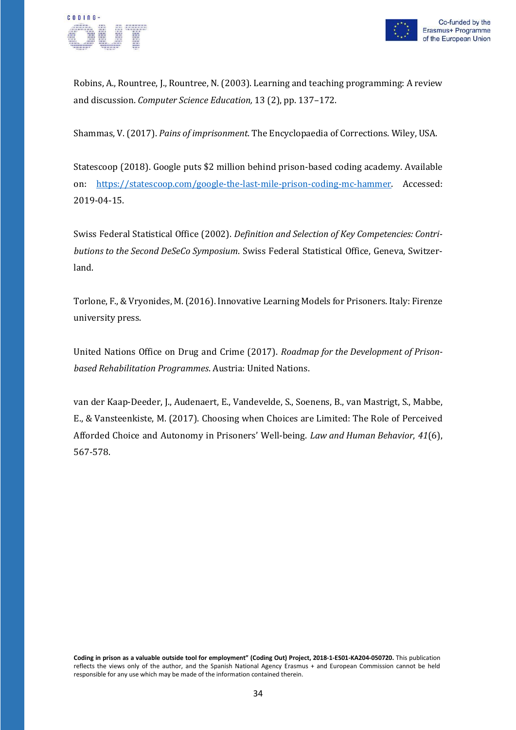Robins, A., Rountree, J., Rountree, N. (2003). Learning and teaching programming: A review and discussion. *Computer Science Education,* 13 (2), pp. 137–172.

Shammas, V. (2017). *Pains of imprisonment.* The Encyclopaedia of Corrections. Wiley, USA.

Statescoop (2018). Google puts $2 million behind prison-based coding academy. Available on: [https://statescoop.com/google-the-last-mile-prison-coding-mc-hammer](https://statescoop.com/google-the-last-mile-prison-coding-mc-hammer). Accessed: 2019-04-15.

Swiss Federal Statistical Office (2002). *Definition and Selection of Key Competencies: Contributions to the Second DeSeCo Symposium*. Swiss Federal Statistical Office, Geneva, Switzerland.

Torlone, F., & Vryonides, M. (2016). Innovative Learning Models for Prisoners. Italy: Firenze university press.

United Nations Office on Drug and Crime (2017). *Roadmap for the Development of Prison-based Rehabilitation Programmes*. Austria: United Nations.

van der Kaap-Deeder, J., Audenaert, E., Vandevelde, S., Soenens, B., van Mastrigt, S., Mabbe, E., & Vansteenkiste, M. (2017). Choosing when Choices are Limited: The Role of Perceived Afforded Choice and Autonomy in Prisoners' Well-being. *Law and Human Behavior*, *41*(6), 567-578.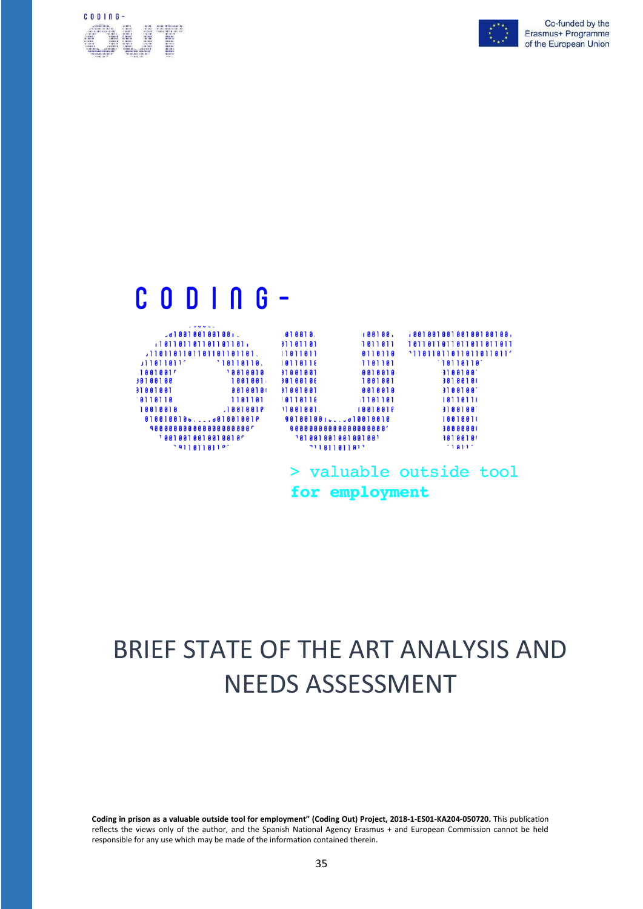# BRIEF STATE OF THE ART ANALYSIS AND NEEDS ASSESSMENT

CODING-OUT

> valuable outside tool for employment

**Coding in prison as a valuable outside tool for employment" (Coding Out) Project, 2018-1-ES01-KA204-050720.** This publication reflects the views only of the author, and the Spanish National Agency Erasmus + and European Commission cannot be held responsible for any use which may be made of the information contained therein.